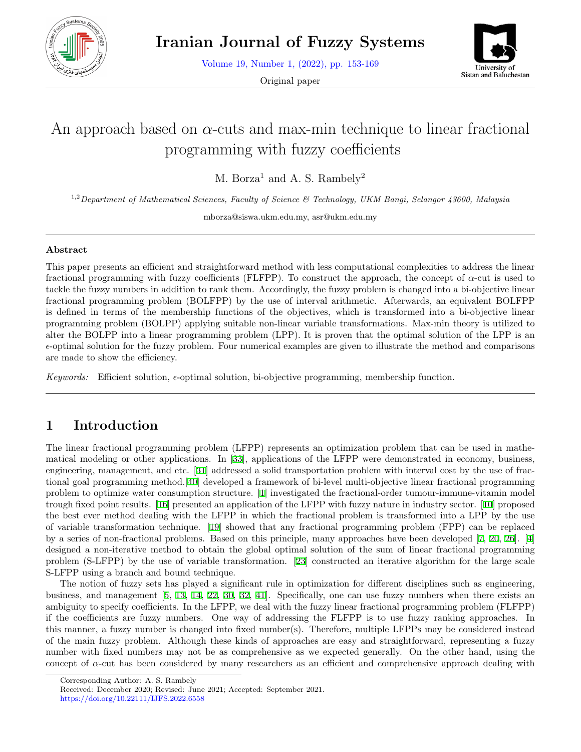Original paper

# An approach based on $\alpha$-cuts and max-min technique to linear fractional programming with fuzzy coefficients

M. Borza[1] and A. S. Rambely[2]

[1,2] *Department of Mathematical Sciences, Faculty of Science & Technology, UKM Bangi, Selangor 43600, Malaysia*

mborza@siswa.ukm.edu.my, asr@ukm.edu.my

---

**Abstract**

This paper presents an efficient and straightforward method with less computational complexities to address the linear fractional programming with fuzzy coefficients (FLFPP). To construct the approach, the concept of $\alpha$-cut is used to tackle the fuzzy numbers in addition to rank them. Accordingly, the fuzzy problem is changed into a bi-objective linear fractional programming problem (BOLFPP) by the use of interval arithmetic. Afterwards, an equivalent BOLFPP is defined in terms of the membership functions of the objectives, which is transformed into a bi-objective linear programming problem (BOLPP) applying suitable non-linear variable transformations. Max-min theory is utilized to alter the BOLPP into a linear programming problem (LPP). It is proven that the optimal solution of the LPP is an $\epsilon$-optimal solution for the fuzzy problem. Four numerical examples are given to illustrate the method and comparisons are made to show the efficiency.

*Keywords:* Efficient solution, $\epsilon$-optimal solution, bi-objective programming, membership function.

---

## 1 Introduction

The linear fractional programming problem (LFPP) represents an optimization problem that can be used in mathematical modeling or other applications. In [33], applications of the LFPP were demonstrated in economy, business, engineering, management, and etc. [31] addressed a solid transportation problem with interval cost by the use of fractional goal programming method.[40] developed a framework of bi-level multi-objective linear fractional programming problem to optimize water consumption structure. [1] investigated the fractional-order tumour-immune-vitamin model trough fixed point results. [16] presented an application of the LFPP with fuzzy nature in industry sector. [10] proposed the best ever method dealing with the LFPP in which the fractional problem is transformed into a LPP by the use of variable transformation technique. [19] showed that any fractional programming problem (FPP) can be replaced by a series of non-fractional problems. Based on this principle, many approaches have been developed [7, 20, 26]. [4] designed a non-iterative method to obtain the global optimal solution of the sum of linear fractional programming problem (S-LFPP) by the use of variable transformation. [23] constructed an iterative algorithm for the large scale S-LFPP using a branch and bound technique.

The notion of fuzzy sets has played a significant rule in optimization for different disciplines such as engineering, business, and management [5, 13, 14, 22, 30, 32, 41]. Specifically, one can use fuzzy numbers when there exists an ambiguity to specify coefficients. In the LFPP, we deal with the fuzzy linear fractional programming problem (FLFPP) if the coefficients are fuzzy numbers. One way of addressing the FLFPP is to use fuzzy ranking approaches. In this manner, a fuzzy number is changed into fixed number(s). Therefore, multiple LFPPs may be considered instead of the main fuzzy problem. Although these kinds of approaches are easy and straightforward, representing a fuzzy number with fixed numbers may not be as comprehensive as we expected generally. On the other hand, using the concept of $\alpha$-cut has been considered by many researchers as an efficient and comprehensive approach dealing with

---

Corresponding Author: A. S. Rambely
Received: December 2020; Revised: June 2021; Accepted: September 2021.
https://doi.org/10.22111/IJFS.2022.6558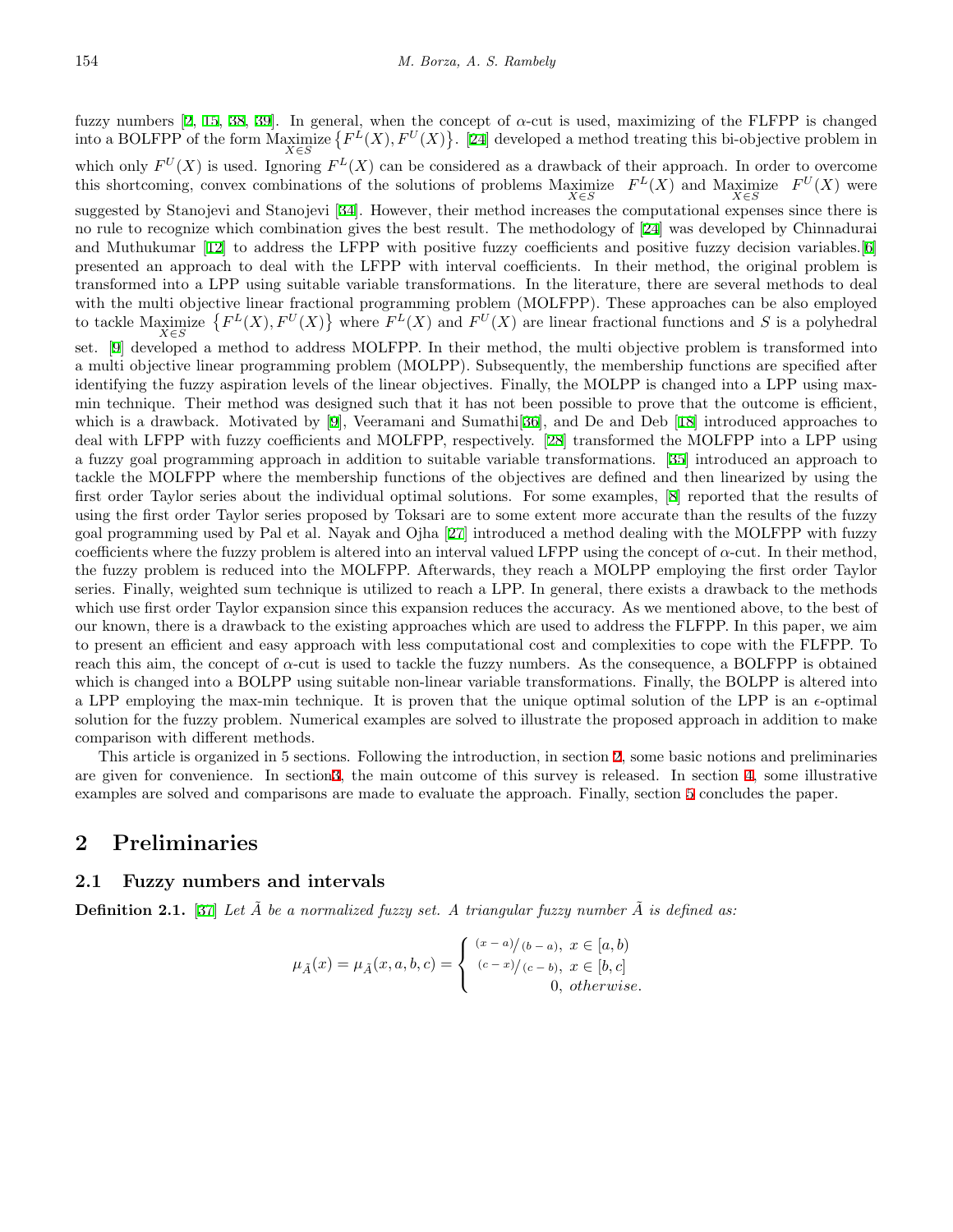fuzzy numbers [2, 15, 38, 39]. In general, when the concept of $\alpha$-cut is used, maximizing of the FLFPP is changed into a BOLFPP of the form $\underset{X\in S}{\text{Maximize}}\left\{F^L(X), F^U(X)\right\}$. [24] developed a method treating this bi-objective problem in which only $F^U(X)$ is used. Ignoring $F^L(X)$ can be considered as a drawback of their approach. In order to overcome this shortcoming, convex combinations of the solutions of problems $\underset{X\in S}{\text{Maximize}}\ \ F^L(X)$ and $\underset{X\in S}{\text{Maximize}}\ \ F^U(X)$ were suggested by Stanojevi and Stanojevi [34]. However, their method increases the computational expenses since there is no rule to recognize which combination gives the best result. The methodology of [24] was developed by Chinnadurai and Muthukumar [12] to address the LFPP with positive fuzzy coefficients and positive fuzzy decision variables.[6] presented an approach to deal with the LFPP with interval coefficients. In their method, the original problem is transformed into a LPP using suitable variable transformations. In the literature, there are several methods to deal with the multi objective linear fractional programming problem (MOLFPP). These approaches can be also employed to tackle $\underset{X\in S}{\text{Maximize}}\ \left\{F^L(X), F^U(X)\right\}$ where $F^L(X)$ and $F^U(X)$ are linear fractional functions and $S$ is a polyhedral set. [9] developed a method to address MOLFPP. In their method, the multi objective problem is transformed into a multi objective linear programming problem (MOLPP). Subsequently, the membership functions are specified after identifying the fuzzy aspiration levels of the linear objectives. Finally, the MOLPP is changed into a LPP using max-min technique. Their method was designed such that it has not been possible to prove that the outcome is efficient, which is a drawback. Motivated by [9], Veeramani and Sumathi[36], and De and Deb [18] introduced approaches to deal with LFPP with fuzzy coefficients and MOLFPP, respectively. [28] transformed the MOLFPP into a LPP using a fuzzy goal programming approach in addition to suitable variable transformations. [35] introduced an approach to tackle the MOLFPP where the membership functions of the objectives are defined and then linearized by using the first order Taylor series about the individual optimal solutions. For some examples, [8] reported that the results of using the first order Taylor series proposed by Toksari are to some extent more accurate than the results of the fuzzy goal programming used by Pal et al. Nayak and Ojha [27] introduced a method dealing with the MOLFPP with fuzzy coefficients where the fuzzy problem is altered into an interval valued LFPP using the concept of $\alpha$-cut. In their method, the fuzzy problem is reduced into the MOLFPP. Afterwards, they reach a MOLPP employing the first order Taylor series. Finally, weighted sum technique is utilized to reach a LPP. In general, there exists a drawback to the methods which use first order Taylor expansion since this expansion reduces the accuracy. As we mentioned above, to the best of our known, there is a drawback to the existing approaches which are used to address the FLFPP. In this paper, we aim to present an efficient and easy approach with less computational cost and complexities to cope with the FLFPP. To reach this aim, the concept of $\alpha$-cut is used to tackle the fuzzy numbers. As the consequence, a BOLFPP is obtained which is changed into a BOLPP using suitable non-linear variable transformations. Finally, the BOLPP is altered into a LPP employing the max-min technique. It is proven that the unique optimal solution of the LPP is an $\epsilon$-optimal solution for the fuzzy problem. Numerical examples are solved to illustrate the proposed approach in addition to make comparison with different methods.

This article is organized in 5 sections. Following the introduction, in section 2, some basic notions and preliminaries are given for convenience. In section3, the main outcome of this survey is released. In section 4, some illustrative examples are solved and comparisons are made to evaluate the approach. Finally, section 5 concludes the paper.

## 2 Preliminaries

### 2.1 Fuzzy numbers and intervals

**Definition 2.1.** [37] *Let $\tilde{A}$ be a normalized fuzzy set. A triangular fuzzy number $\tilde{A}$ is defined as:*

$$\mu_{\tilde{A}}(x) = \mu_{\tilde{A}}(x, a, b, c) = \begin{cases} {}^{(x-a)}/{}_{(b-a)}, & x \in [a, b) \\ {}^{(c-x)}/{}_{(c-b)}, & x \in [b, c] \\ 0, & otherwise. \end{cases}$$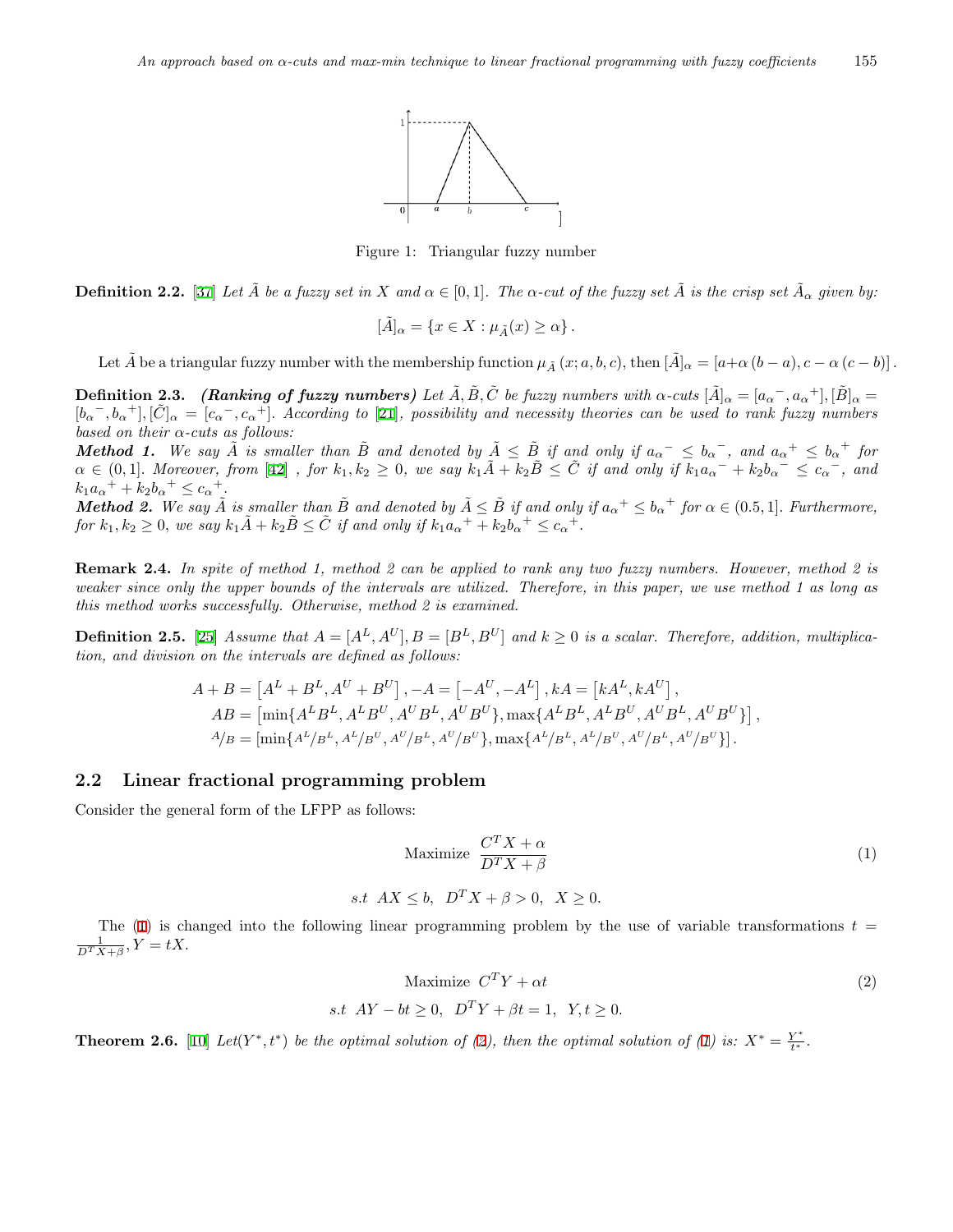Figure 1: Triangular fuzzy number

**Definition 2.2.** [37] *Let $\tilde{A}$ be a fuzzy set in $X$ and $\alpha \in [0,1]$. The $\alpha$-cut of the fuzzy set $\tilde{A}$ is the crisp set $\tilde{A}_\alpha$ given by:*

$$[\tilde{A}]_\alpha = \{x \in X : \mu_{\tilde{A}}(x) \geq \alpha\}.$$

Let $\tilde{A}$ be a triangular fuzzy number with the membership function $\mu_{\tilde{A}}(x; a, b, c)$, then $[\tilde{A}]_\alpha = [a + \alpha(b-a), c - \alpha(c-b)]$.

**Definition 2.3.** ***(Ranking of fuzzy numbers)*** *Let $\tilde{A}, \tilde{B}, \tilde{C}$ be fuzzy numbers with $\alpha$-cuts $[\tilde{A}]_\alpha = [a_\alpha{}^-, a_\alpha{}^+], [\tilde{B}]_\alpha = [b_\alpha{}^-, b_\alpha{}^+], [\tilde{C}]_\alpha = [c_\alpha{}^-, c_\alpha{}^+]$. According to [21], possibility and necessity theories can be used to rank fuzzy numbers based on their $\alpha$-cuts as follows:*
***Method 1.*** *We say $\tilde{A}$ is smaller than $\tilde{B}$ and denoted by $\tilde{A} \leq \tilde{B}$ if and only if $a_\alpha{}^- \leq b_\alpha{}^-$, and $a_\alpha{}^+ \leq b_\alpha{}^+$ for $\alpha \in (0,1]$. Moreover, from [42], for $k_1, k_2 \geq 0$, we say $k_1\tilde{A} + k_2\tilde{B} \leq \tilde{C}$ if and only if $k_1 a_\alpha{}^- + k_2 b_\alpha{}^- \leq c_\alpha{}^-$, and $k_1 a_\alpha{}^+ + k_2 b_\alpha{}^+ \leq c_\alpha{}^+$.*
***Method 2.*** *We say $\tilde{A}$ is smaller than $\tilde{B}$ and denoted by $\tilde{A} \leq \tilde{B}$ if and only if $a_\alpha{}^+ \leq b_\alpha{}^+$ for $\alpha \in (0.5, 1]$. Furthermore, for $k_1, k_2 \geq 0$, we say $k_1\tilde{A} + k_2\tilde{B} \leq \tilde{C}$ if and only if $k_1 a_\alpha{}^+ + k_2 b_\alpha{}^+ \leq c_\alpha{}^+$.*

**Remark 2.4.** *In spite of method 1, method 2 can be applied to rank any two fuzzy numbers. However, method 2 is weaker since only the upper bounds of the intervals are utilized. Therefore, in this paper, we use method 1 as long as this method works successfully. Otherwise, method 2 is examined.*

**Definition 2.5.** [25] *Assume that $A = [A^L, A^U], B = [B^L, B^U]$ and $k \geq 0$ is a scalar. Therefore, addition, multiplication, and division on the intervals are defined as follows:*

$$\begin{aligned}
&A + B = \left[A^L + B^L, A^U + B^U\right], -A = \left[-A^U, -A^L\right], kA = \left[kA^L, kA^U\right],\\
&AB = \left[\min\{A^L B^L, A^L B^U, A^U B^L, A^U B^U\}, \max\{A^L B^L, A^L B^U, A^U B^L, A^U B^U\}\right],\\
&A/B = \left[\min\{A^L/B^L, A^L/B^U, A^U/B^L, A^U/B^U\}, \max\{A^L/B^L, A^L/B^U, A^U/B^L, A^U/B^U\}\right].
\end{aligned}$$

## 2.2 Linear fractional programming problem

Consider the general form of the LFPP as follows:

$$\text{Maximize } \frac{C^T X + \alpha}{D^T X + \beta} \tag{1}$$

$$s.t \;\; AX \leq b, \;\; D^T X + \beta > 0, \;\; X \geq 0.$$

The (1) is changed into the following linear programming problem by the use of variable transformations $t = \frac{1}{D^T X + \beta}, Y = tX$.

$$\text{Maximize } C^T Y + \alpha t \tag{2}$$

$$s.t \;\; AY - bt \geq 0, \;\; D^T Y + \beta t = 1, \;\; Y, t \geq 0.$$

**Theorem 2.6.** [10] *Let $(Y^*, t^*)$ be the optimal solution of (2), then the optimal solution of (1) is: $X^* = \frac{Y^*}{t^*}$.*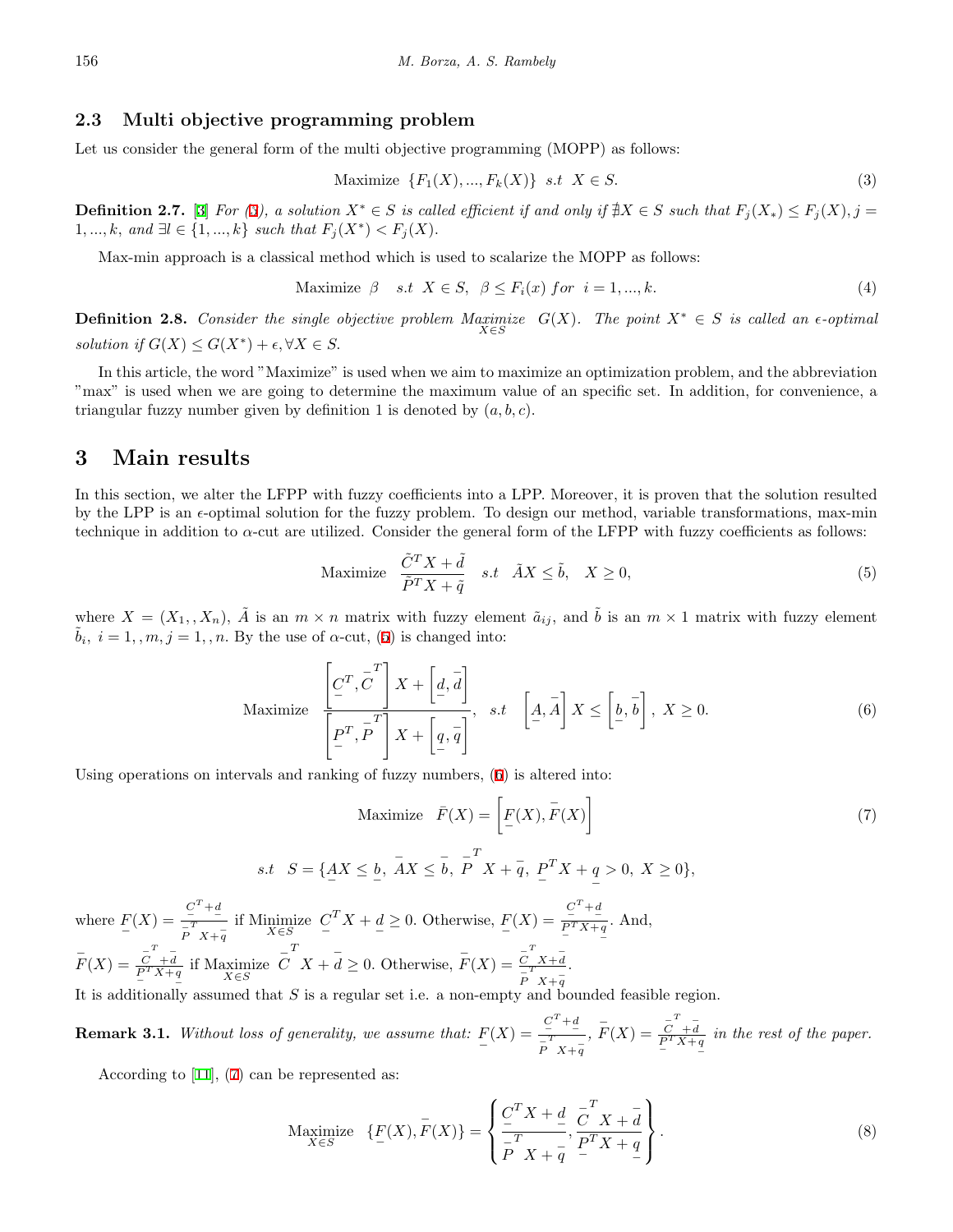### 2.3 Multi objective programming problem

Let us consider the general form of the multi objective programming (MOPP) as follows:

$$\text{Maximize } \{F_1(X), ..., F_k(X)\} \ \ s.t \ \ X \in S. \tag{3}$$

**Definition 2.7.** [3] *For (3), a solution $X^* \in S$ is called efficient if and only if $\nexists X \in S$ such that $F_j(X_*) \leq F_j(X), j = 1, ..., k,$ and $\exists l \in \{1, ..., k\}$ such that $F_j(X^*) < F_j(X)$.*

Max-min approach is a classical method which is used to scalarize the MOPP as follows:

$$\text{Maximize } \beta \quad s.t \ \ X \in S, \ \ \beta \leq F_i(x) \ for \ \ i = 1, ..., k. \tag{4}$$

**Definition 2.8.** *Consider the single objective problem $\underset{X \in S}{\text{Maximize}} \ \ G(X)$. The point $X^* \in S$ is called an $\epsilon$-optimal solution if $G(X) \leq G(X^*) + \epsilon, \forall X \in S$.*

In this article, the word "Maximize" is used when we aim to maximize an optimization problem, and the abbreviation "max" is used when we are going to determine the maximum value of an specific set. In addition, for convenience, a triangular fuzzy number given by definition 1 is denoted by $(a, b, c)$.

## 3 Main results

In this section, we alter the LFPP with fuzzy coefficients into a LPP. Moreover, it is proven that the solution resulted by the LPP is an $\epsilon$-optimal solution for the fuzzy problem. To design our method, variable transformations, max-min technique in addition to $\alpha$-cut are utilized. Consider the general form of the LFPP with fuzzy coefficients as follows:

$$\text{Maximize } \ \frac{\tilde{C}^T X + \tilde{d}}{\tilde{P}^T X + \tilde{q}} \quad s.t \quad \tilde{A}X \leq \tilde{b}, \quad X \geq 0, \tag{5}$$

where $X = (X_1, , X_n)$, $\tilde{A}$ is an $m \times n$ matrix with fuzzy element $\tilde{a}_{ij}$, and $\tilde{b}$ is an $m \times 1$ matrix with fuzzy element $\tilde{b}_i$, $i = 1, , m, j = 1, , n$. By the use of $\alpha$-cut, (5) is changed into:

$$\text{Maximize } \ \frac{\left[\underline{C}^T, \bar{C}^T\right] X + \left[\underline{d}, \bar{d}\right]}{\left[\underline{P}^T, \bar{P}^T\right] X + \left[\underline{q}, \bar{q}\right]}, \quad s.t \quad \left[\underline{A}, \bar{A}\right] X \leq \left[\underline{b}, \bar{b}\right], \ X \geq 0. \tag{6}$$

Using operations on intervals and ranking of fuzzy numbers, (6) is altered into:

$$\text{Maximize } \ \bar{F}(X) = \left[\underline{F}(X), \bar{F}(X)\right] \tag{7}$$

$$s.t \quad S = \{\underline{A}X \leq \underline{b}, \ \bar{A}X \leq \bar{b}, \ \bar{P}^T X + \bar{q}, \ \underline{P}^T X + \underline{q} > 0, \ X \geq 0\},$$

where $\underline{F}(X) = \frac{\underline{C}^T + \underline{d}}{\bar{P}^T X + \bar{q}}$ if $\underset{X \in S}{\text{Minimize}} \ \ \underline{C}^T X + \underline{d} \geq 0$. Otherwise, $\underline{F}(X) = \frac{\underline{C}^T + \underline{d}}{\underline{P}^T X + \underline{q}}$. And, $\bar{F}(X) = \frac{\bar{C}^T + \bar{d}}{\underline{P}^T X + \underline{q}}$ if $\underset{X \in S}{\text{Maximize}} \ \ \bar{C}^T X + \bar{d} \geq 0$. Otherwise, $\bar{F}(X) = \frac{\bar{C}^T X + \bar{d}}{\bar{P}^T X + \bar{q}}$.
It is additionally assumed that $S$ is a regular set i.e. a non-empty and bounded feasible region.

**Remark 3.1.** *Without loss of generality, we assume that: $\underline{F}(X) = \frac{\underline{C}^T + \underline{d}}{\bar{P}^T X + \bar{q}}$, $\bar{F}(X) = \frac{\bar{C}^T + \bar{d}}{\underline{P}^T X + \underline{q}}$ in the rest of the paper.*

According to [11], (7) can be represented as:

$$\underset{X \in S}{\text{Maximize}} \quad \{\underline{F}(X), \bar{F}(X)\} = \left\{ \frac{\underline{C}^T X + \underline{d}}{\bar{P}^T X + \bar{q}}, \frac{\bar{C}^T X + \bar{d}}{\underline{P}^T X + \underline{q}} \right\}. \tag{8}$$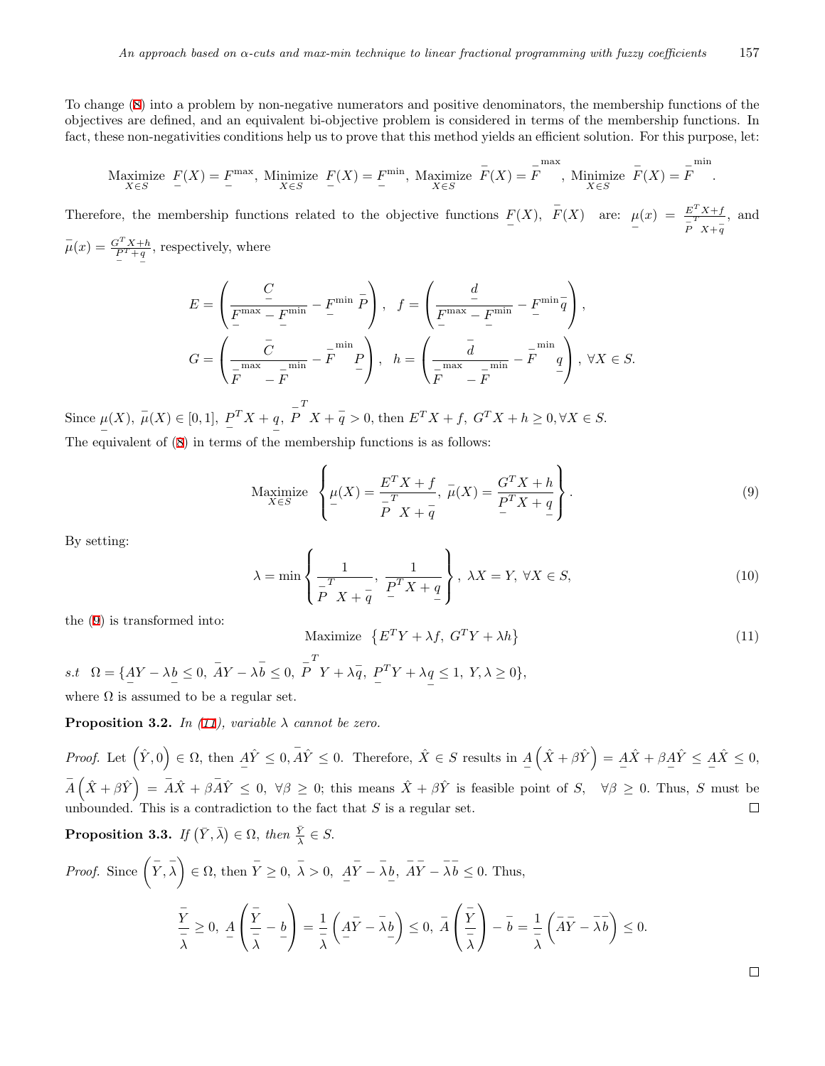To change (8) into a problem by non-negative numerators and positive denominators, the membership functions of the objectives are defined, and an equivalent bi-objective problem is considered in terms of the membership functions. In fact, these non-negativities conditions help us to prove that this method yields an efficient solution. For this purpose, let:

$$\underset{X\in S}{\text{Maximize}}\ \underline{F}(X)=\underline{F}^{\max},\ \underset{X\in S}{\text{Minimize}}\ \underline{F}(X)=\underline{F}^{\min},\ \underset{X\in S}{\text{Maximize}}\ \bar{F}(X)=\bar{F}^{\max},\ \underset{X\in S}{\text{Minimize}}\ \bar{F}(X)=\bar{F}^{\min}.$$

Therefore, the membership functions related to the objective functions $\underline{F}(X)$, $\bar{F}(X)$ are: $\underline{\mu}(x)=\frac{E^TX+f}{\bar{P}^TX+\bar{q}}$, and $\bar{\mu}(x)=\frac{G^TX+h}{\underline{P}^T+\underline{q}}$, respectively, where

$$E=\left(\frac{\underline{C}}{\underline{F}^{\max}-\underline{F}^{\min}}-\underline{F}^{\min}\bar{P}\right),\quad f=\left(\frac{\underline{d}}{\underline{F}^{\max}-\underline{F}^{\min}}-\underline{F}^{\min}\bar{q}\right),$$

$$G=\left(\frac{\bar{C}}{\bar{F}^{\max}-\bar{F}^{\min}}-\bar{F}^{\min}\underline{P}\right),\quad h=\left(\frac{\bar{d}}{\bar{F}^{\max}-\bar{F}^{\min}}-\bar{F}^{\min}\underline{q}\right),\ \forall X\in S.$$

Since $\underline{\mu}(X),\ \bar{\mu}(X)\in[0,1],\ \underline{P}^TX+\underline{q},\ \bar{P}^TX+\bar{q}>0$, then $E^TX+f,\ G^TX+h\geq 0,\forall X\in S$.

The equivalent of (8) in terms of the membership functions is as follows:

$$\underset{X\in S}{\text{Maximize}}\ \left\{\underline{\mu}(X)=\frac{E^TX+f}{\bar{P}^TX+\bar{q}},\ \bar{\mu}(X)=\frac{G^TX+h}{\underline{P}^TX+\underline{q}}\right\}. \tag{9}$$

By setting:

$$\lambda=\min\left\{\frac{1}{\bar{P}^TX+\bar{q}},\ \frac{1}{\underline{P}^TX+\underline{q}}\right\},\ \lambda X=Y,\ \forall X\in S, \tag{10}$$

the (9) is transformed into:

$$\text{Maximize}\ \left\{E^TY+\lambda f,\ G^TY+\lambda h\right\} \tag{11}$$

$s.t\quad \Omega=\{\underline{A}Y-\lambda\underline{b}\leq 0,\ \bar{A}Y-\lambda\bar{b}\leq 0,\ \bar{P}^TY+\lambda\bar{q},\ \underline{P}^TY+\lambda\underline{q}\leq 1,\ Y,\lambda\geq 0\}$,

where $\Omega$ is assumed to be a regular set.

**Proposition 3.2.** *In (11), variable $\lambda$ cannot be zero.*

*Proof.* Let $\left(\hat{Y},0\right)\in\Omega$, then $\underline{A}\hat{Y}\leq 0,\bar{A}\hat{Y}\leq 0$. Therefore, $\hat{X}\in S$ results in $\underline{A}\left(\hat{X}+\beta\hat{Y}\right)=\underline{A}\hat{X}+\beta\underline{A}\hat{Y}\leq\underline{A}\hat{X}\leq 0$, $\bar{A}\left(\hat{X}+\beta\hat{Y}\right)=\bar{A}\hat{X}+\beta\bar{A}\hat{Y}\leq 0,\ \forall\beta\geq 0$; this means $\hat{X}+\beta\hat{Y}$ is feasible point of $S$, $\forall\beta\geq 0$. Thus, $S$ must be unbounded. This is a contradiction to the fact that $S$ is a regular set. $\square$

**Proposition 3.3.** *If $(\bar{Y},\bar{\lambda})\in\Omega$, then $\frac{\bar{Y}}{\bar{\lambda}}\in S$.*

*Proof.* Since $\left(\bar{Y},\bar{\lambda}\right)\in\Omega$, then $\bar{Y}\geq 0,\ \bar{\lambda}>0,\ \underline{A}\bar{Y}-\bar{\lambda}\underline{b},\ \bar{A}\bar{Y}-\bar{\lambda}\bar{b}\leq 0$. Thus,

$$\frac{\bar{Y}}{\bar{\lambda}}\geq 0,\ \underline{A}\left(\frac{\bar{Y}}{\bar{\lambda}}-\underline{b}\right)=\frac{1}{\bar{\lambda}}\left(\underline{A}\bar{Y}-\bar{\lambda}\underline{b}\right)\leq 0,\ \bar{A}\left(\frac{\bar{Y}}{\bar{\lambda}}\right)-\bar{b}=\frac{1}{\bar{\lambda}}\left(\bar{A}\bar{Y}-\bar{\lambda}\bar{b}\right)\leq 0.$$

$\square$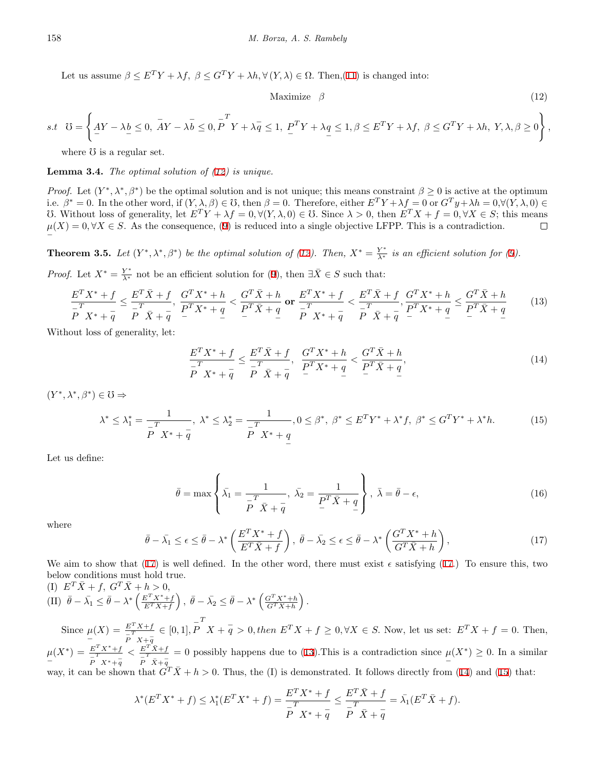Let us assume $\beta \leq E^TY + \lambda f,\ \beta \leq G^TY + \lambda h, \forall (Y, \lambda) \in \Omega$. Then,(11) is changed into:

$$\text{Maximize} \quad \beta \tag{12}$$

$$s.t \quad \mho = \left\{ \underline{A}Y - \lambda \underline{b} \leq 0,\ \bar{A}Y - \lambda \bar{b} \leq 0, \bar{P}^T Y + \lambda \bar{q} \leq 1,\ \underline{P}^T Y + \lambda \underline{q} \leq 1, \beta \leq E^T Y + \lambda f,\ \beta \leq G^T Y + \lambda h,\ Y, \lambda, \beta \geq 0 \right\},$$

where $\mho$ is a regular set.

**Lemma 3.4.** *The optimal solution of (12) is unique.*

*Proof.* Let $(Y^*, \lambda^*, \beta^*)$ be the optimal solution and is not unique; this means constraint $\beta \geq 0$ is active at the optimum i.e. $\beta^* = 0$. In the other word, if $(Y, \lambda, \beta) \in \mho$, then $\beta = 0$. Therefore, either $E^TY + \lambda f = 0$ or $G^Ty + \lambda h = 0, \forall (Y, \lambda, 0) \in \mho$. Without loss of generality, let $E^TY + \lambda f = 0, \forall (Y, \lambda, 0) \in \mho$. Since $\lambda > 0$, then $E^TX + f = 0, \forall X \in S$; this means $\underline{\mu}(X) = 0, \forall X \in S$. As the consequence, (9) is reduced into a single objective LFPP. This is a contradiction. ∎

**Theorem 3.5.** *Let $(Y^*, \lambda^*, \beta^*)$ be the optimal solution of (12). Then, $X^* = \frac{Y^*}{\lambda^*}$ is an efficient solution for (9).*

*Proof.* Let $X^* = \frac{Y^*}{\lambda^*}$ not be an efficient solution for (9), then $\exists \bar{X} \in S$ such that:

$$\frac{E^TX^* + f}{\bar{P}^T X^* + \bar{q}} \leq \frac{E^T\bar{X} + f}{\bar{P}^T \bar{X} + \bar{q}},\ \frac{G^TX^* + h}{\underline{P}^T X^* + \underline{q}} < \frac{G^T\bar{X} + h}{\underline{P}^T \bar{X} + \underline{q}} \ \textbf{or}\ \frac{E^TX^* + f}{\bar{P}^T X^* + \bar{q}} < \frac{E^T\bar{X} + f}{\bar{P}^T \bar{X} + \bar{q}}, \frac{G^TX^* + h}{\underline{P}^T X^* + \underline{q}} \leq \frac{G^T\bar{X} + h}{\underline{P}^T \bar{X} + \underline{q}} \tag{13}$$

Without loss of generality, let:

$$\frac{E^TX^* + f}{\bar{P}^T X^* + \bar{q}} \leq \frac{E^T\bar{X} + f}{\bar{P}^T \bar{X} + \bar{q}},\ \ \frac{G^TX^* + h}{\underline{P}^T X^* + \underline{q}} < \frac{G^T\bar{X} + h}{\underline{P}^T \bar{X} + \underline{q}}, \tag{14}$$

$(Y^*, \lambda^*, \beta^*) \in \mho \Rightarrow$

$$\lambda^* \leq \lambda_1^* = \frac{1}{\bar{P}^T X^* + \bar{q}},\ \lambda^* \leq \lambda_2^* = \frac{1}{\bar{P}^T X^* + \underline{q}}, 0 \leq \beta^*,\ \beta^* \leq E^TY^* + \lambda^* f,\ \beta^* \leq G^TY^* + \lambda^* h. \tag{15}$$

Let us define:

$$\bar{\theta} = \max \left\{ \bar{\lambda_1} = \frac{1}{\bar{P}^T \bar{X} + \bar{q}},\ \bar{\lambda_2} = \frac{1}{\underline{P}^T \bar{X} + \underline{q}} \right\},\ \bar{\lambda} = \bar{\theta} - \epsilon, \tag{16}$$

where

$$\bar{\theta} - \bar{\lambda_1} \leq \epsilon \leq \bar{\theta} - \lambda^* \left( \frac{E^TX^* + f}{E^T\bar{X} + f} \right),\ \bar{\theta} - \bar{\lambda_2} \leq \epsilon \leq \bar{\theta} - \lambda^* \left( \frac{G^TX^* + h}{G^T\bar{X} + h} \right), \tag{17}$$

We aim to show that (17) is well defined. In the other word, there must exist $\epsilon$ satisfying (17.) To ensure this, two below conditions must hold true.
(I) $E^T\bar{X} + f,\ G^T\bar{X} + h > 0$,
(II) $\bar{\theta} - \bar{\lambda_1} \leq \bar{\theta} - \lambda^* \left( \frac{E^TX^* + f}{E^T\bar{X} + f} \right),\ \bar{\theta} - \bar{\lambda_2} \leq \bar{\theta} - \lambda^* \left( \frac{G^TX^* + h}{G^T\bar{X} + h} \right)$.

Since $\underline{\mu}(X) = \frac{E^TX + f}{\bar{P}^T X + \bar{q}} \in [0, 1], \bar{P}^T X + \bar{q} > 0,$ *then* $E^TX + f \geq 0, \forall X \in S$. Now, let us set: $E^TX + f = 0$. Then, $\underline{\mu}(X^*) = \frac{E^TX^* + f}{\bar{P}^T X^* + \bar{q}} < \frac{E^T\bar{X} + f}{\bar{P}^T \bar{X} + \bar{q}} = 0$ possibly happens due to (13).This is a contradiction since $\underline{\mu}(X^*) \geq 0$. In a similar way, it can be shown that $G^T\bar{X} + h > 0$. Thus, the (I) is demonstrated. It follows directly from (14) and (15) that:

$$\lambda^*(E^TX^* + f) \leq \lambda_1^*(E^TX^* + f) = \frac{E^TX^* + f}{\bar{P}^T X^* + \bar{q}} \leq \frac{E^T\bar{X} + f}{\bar{P}^T \bar{X} + \bar{q}} = \bar{\lambda_1}(E^T\bar{X} + f).$$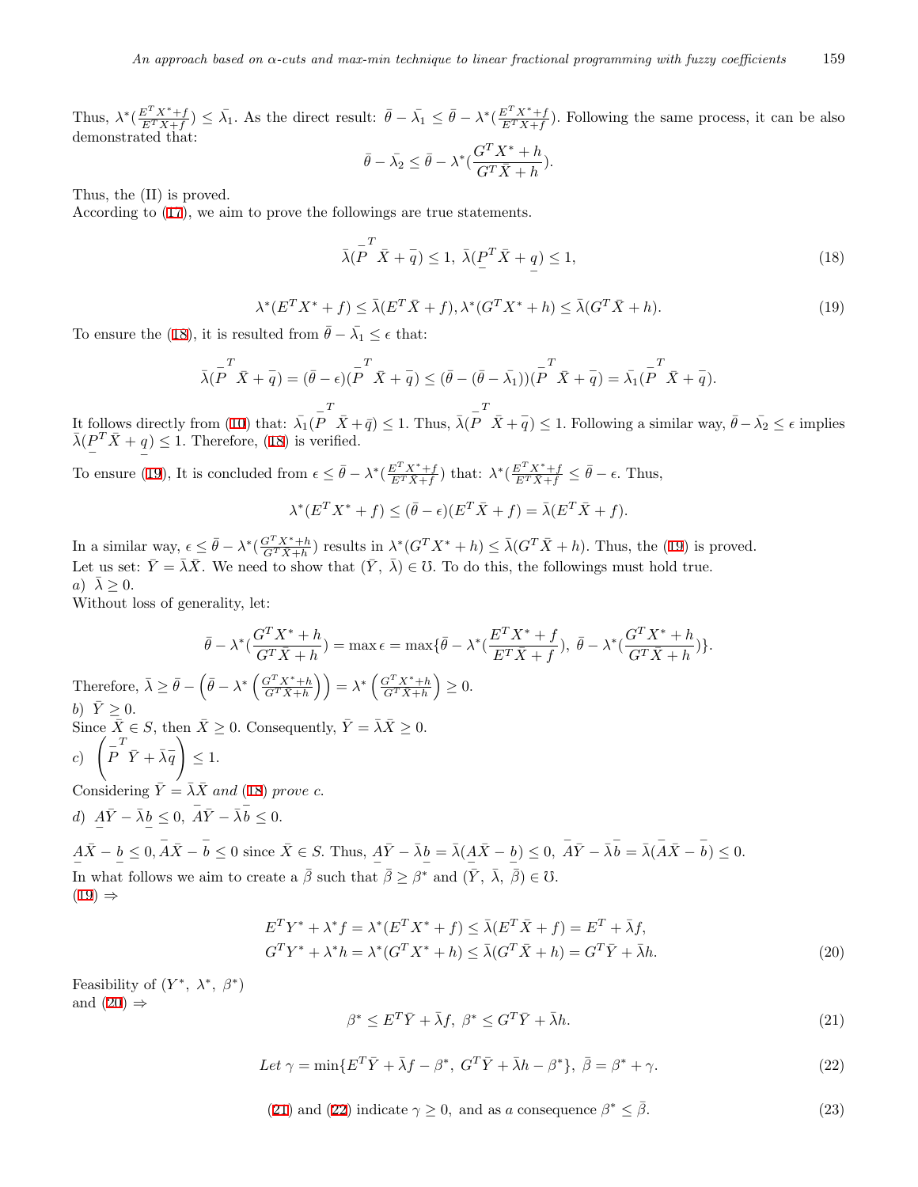Thus, $\lambda^*(\frac{E^TX^*+f}{E^T\bar{X}+f}) \leq \bar{\lambda_1}$. As the direct result: $\bar{\theta} - \bar{\lambda_1} \leq \bar{\theta} - \lambda^*(\frac{E^TX^*+f}{E^T\bar{X}+f})$. Following the same process, it can be also demonstrated that:

$$\bar{\theta} - \bar{\lambda_2} \leq \bar{\theta} - \lambda^*(\frac{G^TX^*+h}{G^T\bar{X}+h}).$$

Thus, the (II) is proved.
According to (17), we aim to prove the followings are true statements.

$$\bar{\lambda}(\bar{P}^T\bar{X} + \bar{q}) \leq 1,\ \bar{\lambda}(\underline{P}^T\bar{X} + \underline{q}) \leq 1, \tag{18}$$

$$\lambda^*(E^TX^* + f) \leq \bar{\lambda}(E^T\bar{X} + f), \lambda^*(G^TX^* + h) \leq \bar{\lambda}(G^T\bar{X} + h). \tag{19}$$

To ensure the (18), it is resulted from $\bar{\theta} - \bar{\lambda_1} \leq \epsilon$ that:

$$\bar{\lambda}(\bar{P}^T\bar{X} + \bar{q}) = (\bar{\theta} - \epsilon)(\bar{P}^T\bar{X} + \bar{q}) \leq (\bar{\theta} - (\bar{\theta} - \bar{\lambda_1}))(\bar{P}^T\bar{X} + \bar{q}) = \bar{\lambda_1}(\bar{P}^T\bar{X} + \bar{q}).$$

It follows directly from (10) that: $\bar{\lambda_1}(\bar{P}^T\bar{X} + \bar{q}) \leq 1$. Thus, $\bar{\lambda}(\bar{P}^T\bar{X} + \bar{q}) \leq 1$. Following a similar way, $\bar{\theta} - \bar{\lambda_2} \leq \epsilon$ implies $\bar{\lambda}(\underline{P}^T\bar{X} + \underline{q}) \leq 1$. Therefore, (18) is verified.

To ensure (19), It is concluded from $\epsilon \leq \bar{\theta} - \lambda^*(\frac{E^TX^*+f}{E^T\bar{X}+f})$ that: $\lambda^*(\frac{E^TX^*+f}{E^T\bar{X}+f} \leq \bar{\theta} - \epsilon$. Thus,

$$\lambda^*(E^TX^* + f) \leq (\bar{\theta} - \epsilon)(E^T\bar{X} + f) = \bar{\lambda}(E^T\bar{X} + f).$$

In a similar way, $\epsilon \leq \bar{\theta} - \lambda^*(\frac{G^TX^*+h}{G^T\bar{X}+h})$ results in $\lambda^*(G^TX^* + h) \leq \bar{\lambda}(G^T\bar{X} + h)$. Thus, the (19) is proved.
Let us set: $\bar{Y} = \bar{\lambda}\bar{X}$. We need to show that $(\bar{Y},\ \bar{\lambda}) \in \mho$. To do this, the followings must hold true.
*a)* $\bar{\lambda} \geq 0$.
Without loss of generality, let:

$$\bar{\theta} - \lambda^*(\frac{G^TX^*+h}{G^T\bar{X}+h}) = \max\epsilon = \max\{\bar{\theta} - \lambda^*(\frac{E^TX^*+f}{E^T\bar{X}+f}),\ \bar{\theta} - \lambda^*(\frac{G^TX^*+h}{G^T\bar{X}+h})\}.$$

Therefore, $\bar{\lambda} \geq \bar{\theta} - \left(\bar{\theta} - \lambda^*\left(\frac{G^TX^*+h}{G^T\bar{X}+h}\right)\right) = \lambda^*\left(\frac{G^TX^*+h}{G^T\bar{X}+h}\right) \geq 0$.
*b)* $\bar{Y} \geq 0$.
Since $\bar{X} \in S$, then $\bar{X} \geq 0$. Consequently, $\bar{Y} = \bar{\lambda}\bar{X} \geq 0$.
*c)* $\left(\bar{P}^T\bar{Y} + \bar{\lambda}\bar{q}\right) \leq 1$.
Considering $\bar{Y} = \bar{\lambda}\bar{X}$ *and* (18) *prove c.*
*d)* $\underline{A}\bar{Y} - \bar{\lambda}\underline{b} \leq 0,\ \bar{A}\bar{Y} - \bar{\lambda}\bar{b} \leq 0$.

$\underline{A}\bar{X} - \underline{b} \leq 0, \bar{A}\bar{X} - \bar{b} \leq 0$ since $\bar{X} \in S$. Thus, $\underline{A}\bar{Y} - \bar{\lambda}\underline{b} = \bar{\lambda}(\underline{A}\bar{X} - \underline{b}) \leq 0,\ \bar{A}\bar{Y} - \bar{\lambda}\bar{b} = \bar{\lambda}(\bar{A}\bar{X} - \bar{b}) \leq 0$.
In what follows we aim to create a $\bar{\beta}$ such that $\bar{\beta} \geq \beta^*$ and $(\bar{Y},\ \bar{\lambda},\ \bar{\beta}) \in \mho$.
(19) $\Rightarrow$

$$\begin{aligned} E^TY^* + \lambda^*f = \lambda^*(E^TX^* + f) \leq \bar{\lambda}(E^T\bar{X} + f) = E^T + \bar{\lambda}f, \\ G^TY^* + \lambda^*h = \lambda^*(G^TX^* + h) \leq \bar{\lambda}(G^T\bar{X} + h) = G^T\bar{Y} + \bar{\lambda}h. \end{aligned} \tag{20}$$

Feasibility of $(Y^*,\ \lambda^*,\ \beta^*)$
and (20) $\Rightarrow$

$$\beta^* \leq E^T\bar{Y} + \bar{\lambda}f,\ \beta^* \leq G^T\bar{Y} + \bar{\lambda}h. \tag{21}$$

$$Let\ \gamma = \min\{E^T\bar{Y} + \bar{\lambda}f - \beta^*,\ G^T\bar{Y} + \bar{\lambda}h - \beta^*\},\ \bar{\beta} = \beta^* + \gamma. \tag{22}$$

$$(21) \text{ and } (22) \text{ indicate } \gamma \geq 0, \text{ and as } a \text{ consequence } \beta^* \leq \bar{\beta}. \tag{23}$$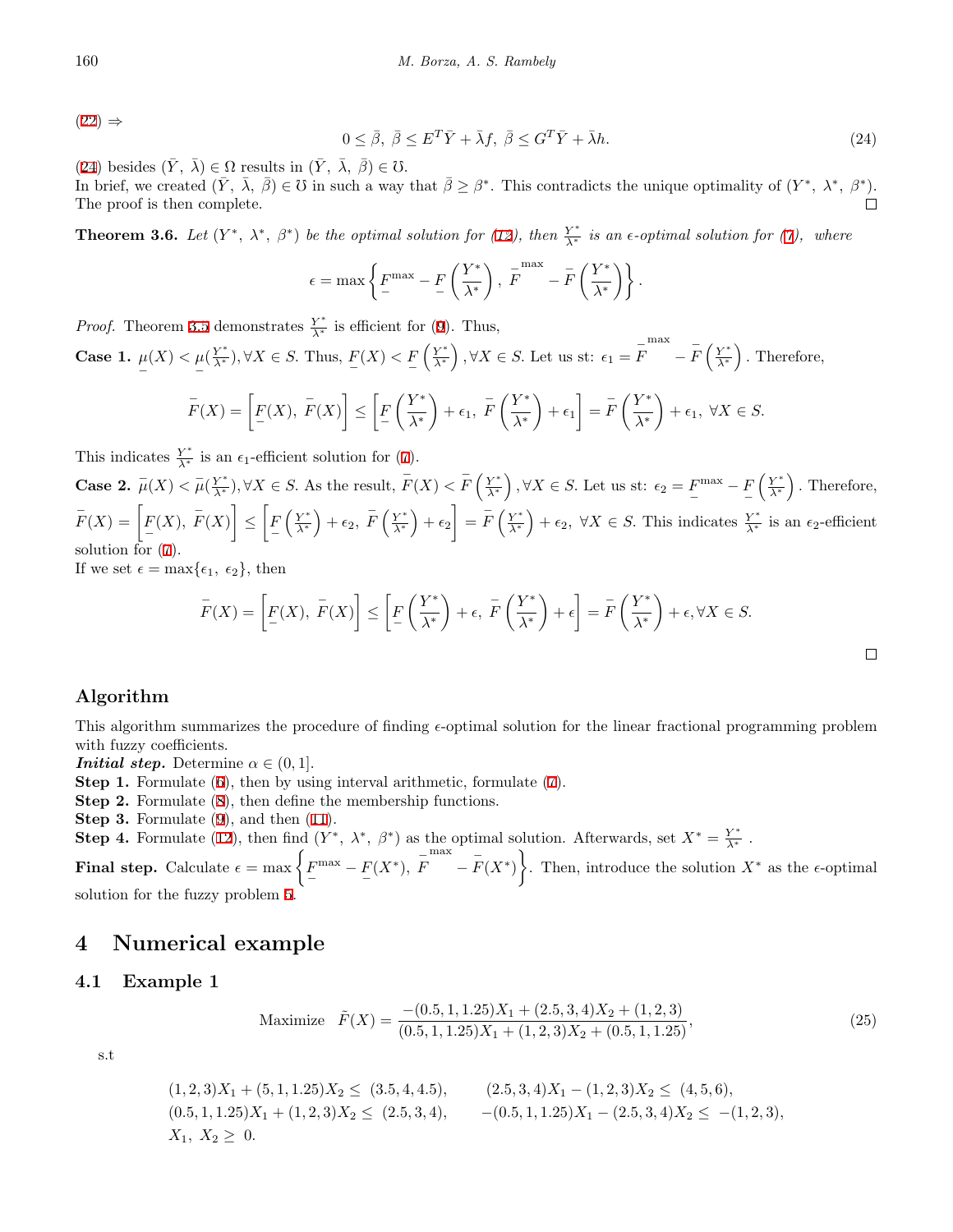(22) $\Rightarrow$

$$0 \leq \bar{\beta},\ \bar{\beta} \leq E^T\bar{Y} + \bar{\lambda} f,\ \bar{\beta} \leq G^T\bar{Y} + \bar{\lambda} h. \tag{24}$$

(24) besides $(\bar{Y},\ \bar{\lambda}) \in \Omega$ results in $(\bar{Y},\ \bar{\lambda},\ \bar{\beta}) \in \mho$.
In brief, we created $(\bar{Y},\ \bar{\lambda},\ \bar{\beta}) \in \mho$ in such a way that $\bar{\beta} \geq \beta^*$. This contradicts the unique optimality of $(Y^*,\ \lambda^*,\ \beta^*)$. The proof is then complete. □

**Theorem 3.6.** *Let $(Y^*,\ \lambda^*,\ \beta^*)$ be the optimal solution for (12), then $\frac{Y^*}{\lambda^*}$ is an $\epsilon$-optimal solution for (7), where*

$$\epsilon = \max\left\{\underline{F}^{\max} - \underline{F}\left(\frac{Y^*}{\lambda^*}\right),\ \bar{F}^{\max} - \bar{F}\left(\frac{Y^*}{\lambda^*}\right)\right\}.$$

*Proof.* Theorem 3.5 demonstrates $\frac{Y^*}{\lambda^*}$ is efficient for (9). Thus,

**Case 1.** $\underline{\mu}(X) < \underline{\mu}(\frac{Y^*}{\lambda^*}), \forall X \in S$. Thus, $\underline{F}(X) < \underline{F}\left(\frac{Y^*}{\lambda^*}\right), \forall X \in S$. Let us st: $\epsilon_1 = \bar{F}^{\max} - \bar{F}\left(\frac{Y^*}{\lambda^*}\right)$. Therefore,

$$\bar{F}(X) = \left[\underline{F}(X),\ \bar{F}(X)\right] \leq \left[\underline{F}\left(\frac{Y^*}{\lambda^*}\right) + \epsilon_1,\ \bar{F}\left(\frac{Y^*}{\lambda^*}\right) + \epsilon_1\right] = \bar{F}\left(\frac{Y^*}{\lambda^*}\right) + \epsilon_1,\ \forall X \in S.$$

This indicates $\frac{Y^*}{\lambda^*}$ is an $\epsilon_1$-efficient solution for (7).

**Case 2.** $\bar{\mu}(X) < \bar{\mu}(\frac{Y^*}{\lambda^*}), \forall X \in S$. As the result, $\bar{F}(X) < \bar{F}\left(\frac{Y^*}{\lambda^*}\right), \forall X \in S$. Let us st: $\epsilon_2 = \underline{F}^{\max} - \underline{F}\left(\frac{Y^*}{\lambda^*}\right)$. Therefore, $\bar{F}(X) = \left[\underline{F}(X),\ \bar{F}(X)\right] \leq \left[\underline{F}\left(\frac{Y^*}{\lambda^*}\right) + \epsilon_2,\ \bar{F}\left(\frac{Y^*}{\lambda^*}\right) + \epsilon_2\right] = \bar{F}\left(\frac{Y^*}{\lambda^*}\right) + \epsilon_2,\ \forall X \in S$. This indicates $\frac{Y^*}{\lambda^*}$ is an $\epsilon_2$-efficient solution for (7).

If we set $\epsilon = \max\{\epsilon_1,\ \epsilon_2\}$, then

$$\bar{F}(X) = \left[\underline{F}(X),\ \bar{F}(X)\right] \leq \left[\underline{F}\left(\frac{Y^*}{\lambda^*}\right) + \epsilon,\ \bar{F}\left(\frac{Y^*}{\lambda^*}\right) + \epsilon\right] = \bar{F}\left(\frac{Y^*}{\lambda^*}\right) + \epsilon, \forall X \in S.$$

□

## Algorithm

This algorithm summarizes the procedure of finding $\epsilon$-optimal solution for the linear fractional programming problem with fuzzy coefficients.

***Initial step.*** Determine $\alpha \in (0, 1]$.

**Step 1.** Formulate (6), then by using interval arithmetic, formulate (7).

**Step 2.** Formulate (8), then define the membership functions.

**Step 3.** Formulate (9), and then (11).

**Step 4.** Formulate (12), then find $(Y^*,\ \lambda^*,\ \beta^*)$ as the optimal solution. Afterwards, set $X^* = \frac{Y^*}{\lambda^*}$.

**Final step.** Calculate $\epsilon = \max\left\{\underline{F}^{\max} - \underline{F}(X^*),\ \bar{F}^{\max} - \bar{F}(X^*)\right\}$. Then, introduce the solution $X^*$ as the $\epsilon$-optimal solution for the fuzzy problem 5.

# 4 Numerical example

## 4.1 Example 1

$$\text{Maximize} \quad \tilde{F}(X) = \frac{-(0.5, 1, 1.25)X_1 + (2.5, 3, 4)X_2 + (1, 2, 3)}{(0.5, 1, 1.25)X_1 + (1, 2, 3)X_2 + (0.5, 1, 1.25)}, \tag{25}$$

s.t

$$\begin{aligned}
&(1, 2, 3)X_1 + (5, 1, 1.25)X_2 \leq\ (3.5, 4, 4.5), \qquad &&(2.5, 3, 4)X_1 - (1, 2, 3)X_2 \leq\ (4, 5, 6),\\
&(0.5, 1, 1.25)X_1 + (1, 2, 3)X_2 \leq\ (2.5, 3, 4), \qquad &&-(0.5, 1, 1.25)X_1 - (2.5, 3, 4)X_2 \leq\ -(1, 2, 3),\\
&X_1,\ X_2 \geq\ 0.
\end{aligned}$$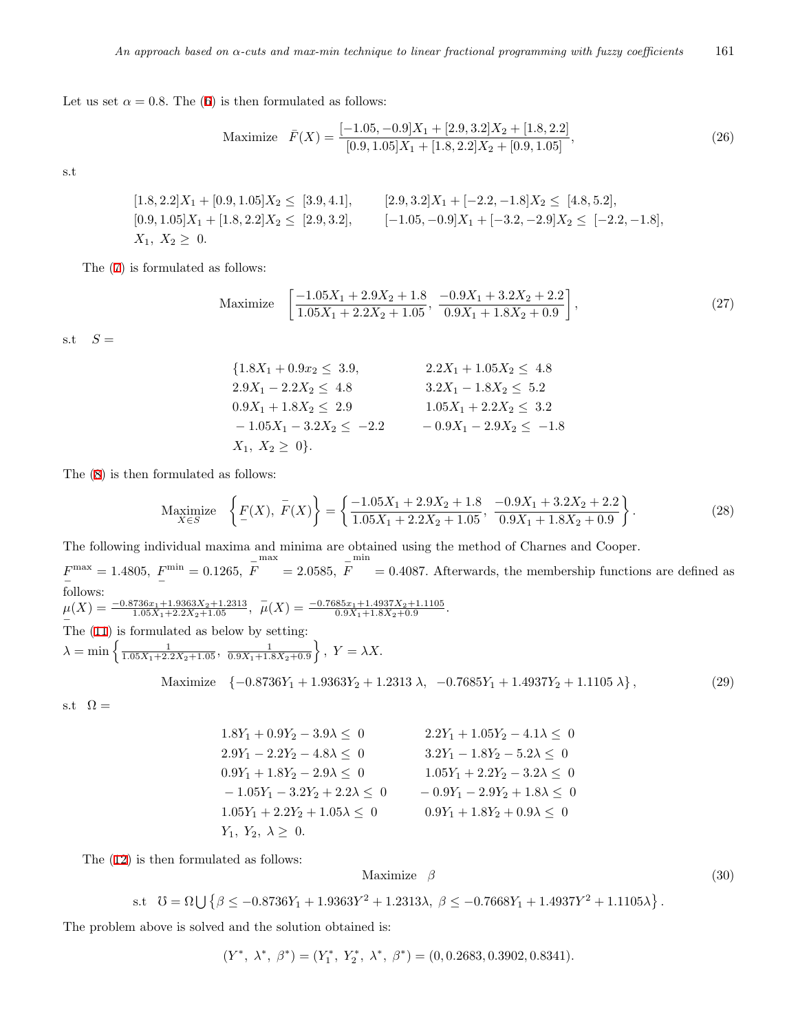Let us set $\alpha = 0.8$. The (6) is then formulated as follows:

$$\text{Maximize} \quad \bar{F}(X) = \frac{[-1.05, -0.9]X_1 + [2.9, 3.2]X_2 + [1.8, 2.2]}{[0.9, 1.05]X_1 + [1.8, 2.2]X_2 + [0.9, 1.05]}, \tag{26}$$

s.t

$$\begin{array}{ll} [1.8, 2.2]X_1 + [0.9, 1.05]X_2 \leq [3.9, 4.1], & [2.9, 3.2]X_1 + [-2.2, -1.8]X_2 \leq [4.8, 5.2], \\ [0.9, 1.05]X_1 + [1.8, 2.2]X_2 \leq [2.9, 3.2], & [-1.05, -0.9]X_1 + [-3.2, -2.9]X_2 \leq [-2.2, -1.8], \\ X_1,\ X_2 \geq 0. & \end{array}$$

The (7) is formulated as follows:

$$\text{Maximize} \quad \left[\frac{-1.05X_1 + 2.9X_2 + 1.8}{1.05X_1 + 2.2X_2 + 1.05},\ \frac{-0.9X_1 + 3.2X_2 + 2.2}{0.9X_1 + 1.8X_2 + 0.9}\right], \tag{27}$$

s.t $\quad S =$

$$\begin{array}{ll} \{1.8X_1 + 0.9x_2 \leq 3.9, & 2.2X_1 + 1.05X_2 \leq 4.8 \\ 2.9X_1 - 2.2X_2 \leq 4.8 & 3.2X_1 - 1.8X_2 \leq 5.2 \\ 0.9X_1 + 1.8X_2 \leq 2.9 & 1.05X_1 + 2.2X_2 \leq 3.2 \\ -1.05X_1 - 3.2X_2 \leq -2.2 & -0.9X_1 - 2.9X_2 \leq -1.8 \\ X_1,\ X_2 \geq 0\}. & \end{array}$$

The (8) is then formulated as follows:

$$\underset{X \in S}{\text{Maximize}} \quad \left\{\underline{F}(X),\ \bar{F}(X)\right\} = \left\{\frac{-1.05X_1 + 2.9X_2 + 1.8}{1.05X_1 + 2.2X_2 + 1.05},\ \frac{-0.9X_1 + 3.2X_2 + 2.2}{0.9X_1 + 1.8X_2 + 0.9}\right\}. \tag{28}$$

The following individual maxima and minima are obtained using the method of Charnes and Cooper.
$\underline{F}^{\max} = 1.4805,\ \underline{F}^{\min} = 0.1265,\ \bar{F}^{\max} = 2.0585,\ \bar{F}^{\min} = 0.4087$. Afterwards, the membership functions are defined as follows:
$\underline{\mu}(X) = \frac{-0.8736x_1 + 1.9363X_2 + 1.2313}{1.05X_1 + 2.2X_2 + 1.05},\ \bar{\mu}(X) = \frac{-0.7685x_1 + 1.4937X_2 + 1.1105}{0.9X_1 + 1.8X_2 + 0.9}$.
The (11) is formulated as below by setting:
$\lambda = \min\left\{\frac{1}{1.05X_1 + 2.2X_2 + 1.05},\ \frac{1}{0.9X_1 + 1.8X_2 + 0.9}\right\},\ Y = \lambda X.$

$$\text{Maximize} \quad \{-0.8736Y_1 + 1.9363Y_2 + 1.2313\,\lambda,\ \ -0.7685Y_1 + 1.4937Y_2 + 1.1105\,\lambda\}, \tag{29}$$

s.t $\quad \Omega =$

$$\begin{array}{ll} 1.8Y_1 + 0.9Y_2 - 3.9\lambda \leq 0 & 2.2Y_1 + 1.05Y_2 - 4.1\lambda \leq 0 \\ 2.9Y_1 - 2.2Y_2 - 4.8\lambda \leq 0 & 3.2Y_1 - 1.8Y_2 - 5.2\lambda \leq 0 \\ 0.9Y_1 + 1.8Y_2 - 2.9\lambda \leq 0 & 1.05Y_1 + 2.2Y_2 - 3.2\lambda \leq 0 \\ -1.05Y_1 - 3.2Y_2 + 2.2\lambda \leq 0 & -0.9Y_1 - 2.9Y_2 + 1.8\lambda \leq 0 \\ 1.05Y_1 + 2.2Y_2 + 1.05\lambda \leq 0 & 0.9Y_1 + 1.8Y_2 + 0.9\lambda \leq 0 \\ Y_1,\ Y_2,\ \lambda \geq 0. & \end{array}$$

The (12) is then formulated as follows:

$$\text{Maximize} \quad \beta \tag{30}$$

$$\text{s.t} \quad \mho = \Omega \bigcup \left\{\beta \leq -0.8736Y_1 + 1.9363Y^2 + 1.2313\lambda,\ \beta \leq -0.7668Y_1 + 1.4937Y^2 + 1.1105\lambda\right\}.$$

The problem above is solved and the solution obtained is:

$$(Y^*,\ \lambda^*,\ \beta^*) = (Y_1^*,\ Y_2^*,\ \lambda^*,\ \beta^*) = (0, 0.2683, 0.3902, 0.8341).$$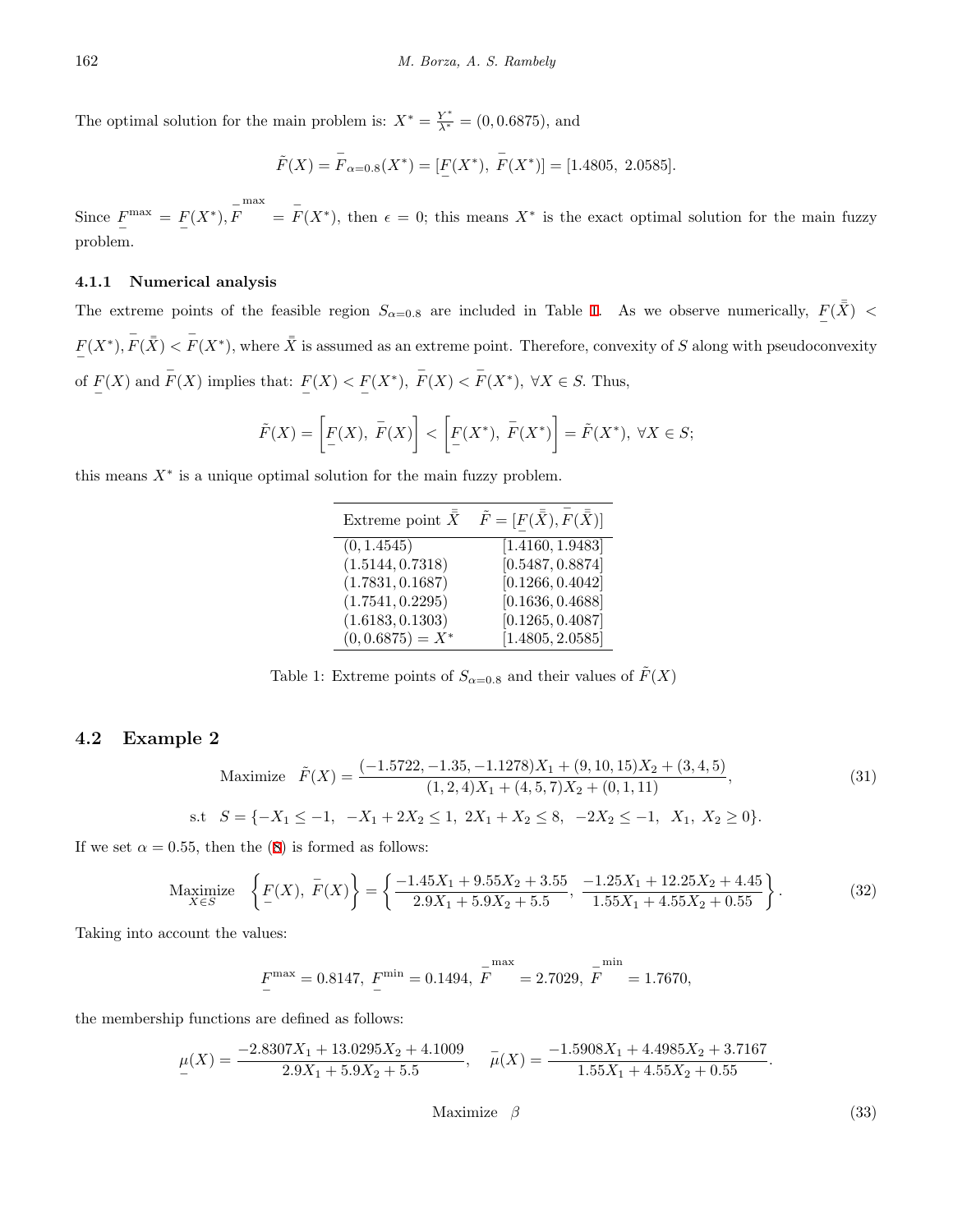The optimal solution for the main problem is: $X^* = \frac{Y^*}{\lambda^*} = (0, 0.6875)$, and

$$\tilde{F}(X) = \bar{F}_{\alpha=0.8}(X^*) = [\underline{F}(X^*),\ \bar{F}(X^*)] = [1.4805,\ 2.0585].$$

Since $\underline{F}^{\max} = \underline{F}(X^*), \bar{F}^{\max} = \bar{F}(X^*)$, then $\epsilon = 0$; this means $X^*$ is the exact optimal solution for the main fuzzy problem.

#### 4.1.1 Numerical analysis

The extreme points of the feasible region $S_{\alpha=0.8}$ are included in Table 1. As we observe numerically, $\underline{F}(\bar{\bar{X}}) < \underline{F}(X^*), \bar{F}(\bar{\bar{X}}) < \bar{F}(X^*)$, where $\bar{\bar{X}}$ is assumed as an extreme point. Therefore, convexity of $S$ along with pseudoconvexity of $\underline{F}(X)$ and $\bar{F}(X)$ implies that: $\underline{F}(X) < \underline{F}(X^*),\ \bar{F}(X) < \bar{F}(X^*),\ \forall X \in S$. Thus,

$$\tilde{F}(X) = \left[\underline{F}(X),\ \bar{F}(X)\right] < \left[\underline{F}(X^*),\ \bar{F}(X^*)\right] = \tilde{F}(X^*),\ \forall X \in S;$$

this means $X^*$ is a unique optimal solution for the main fuzzy problem.

| Extreme point $\bar{\bar{X}}$ | $\tilde{F} = [\underline{F}(\bar{\bar{X}}), \bar{F}(\bar{\bar{X}})]$ |
|---|---|
| $(0, 1.4545)$ | $[1.4160, 1.9483]$ |
| $(1.5144, 0.7318)$ | $[0.5487, 0.8874]$ |
| $(1.7831, 0.1687)$ | $[0.1266, 0.4042]$ |
| $(1.7541, 0.2295)$ | $[0.1636, 0.4688]$ |
| $(1.6183, 0.1303)$ | $[0.1265, 0.4087]$ |
| $(0, 0.6875) = X^*$ | $[1.4805, 2.0585]$ |

Table 1: Extreme points of $S_{\alpha=0.8}$ and their values of $\tilde{F}(X)$

### 4.2 Example 2

$$\text{Maximize} \quad \tilde{F}(X) = \frac{(-1.5722, -1.35, -1.1278)X_1 + (9, 10, 15)X_2 + (3, 4, 5)}{(1, 2, 4)X_1 + (4, 5, 7)X_2 + (0, 1, 11)}, \tag{31}$$

$$\text{s.t} \quad S = \{-X_1 \le -1,\ \ -X_1 + 2X_2 \le 1,\ \ 2X_1 + X_2 \le 8,\ \ -2X_2 \le -1,\ \ X_1,\ X_2 \ge 0\}.$$

If we set $\alpha = 0.55$, then the (8) is formed as follows:

$$\underset{X \in S}{\text{Maximize}} \quad \left\{\underline{F}(X),\ \bar{F}(X)\right\} = \left\{\frac{-1.45X_1 + 9.55X_2 + 3.55}{2.9X_1 + 5.9X_2 + 5.5},\ \frac{-1.25X_1 + 12.25X_2 + 4.45}{1.55X_1 + 4.55X_2 + 0.55}\right\}. \tag{32}$$

Taking into account the values:

$$\underline{F}^{\max} = 0.8147,\ \underline{F}^{\min} = 0.1494,\ \bar{F}^{\max} = 2.7029,\ \bar{F}^{\min} = 1.7670,$$

the membership functions are defined as follows:

$$\underline{\mu}(X) = \frac{-2.8307X_1 + 13.0295X_2 + 4.1009}{2.9X_1 + 5.9X_2 + 5.5}, \quad \bar{\mu}(X) = \frac{-1.5908X_1 + 4.4985X_2 + 3.7167}{1.55X_1 + 4.55X_2 + 0.55}.$$

$$\text{Maximize} \quad \beta \tag{33}$$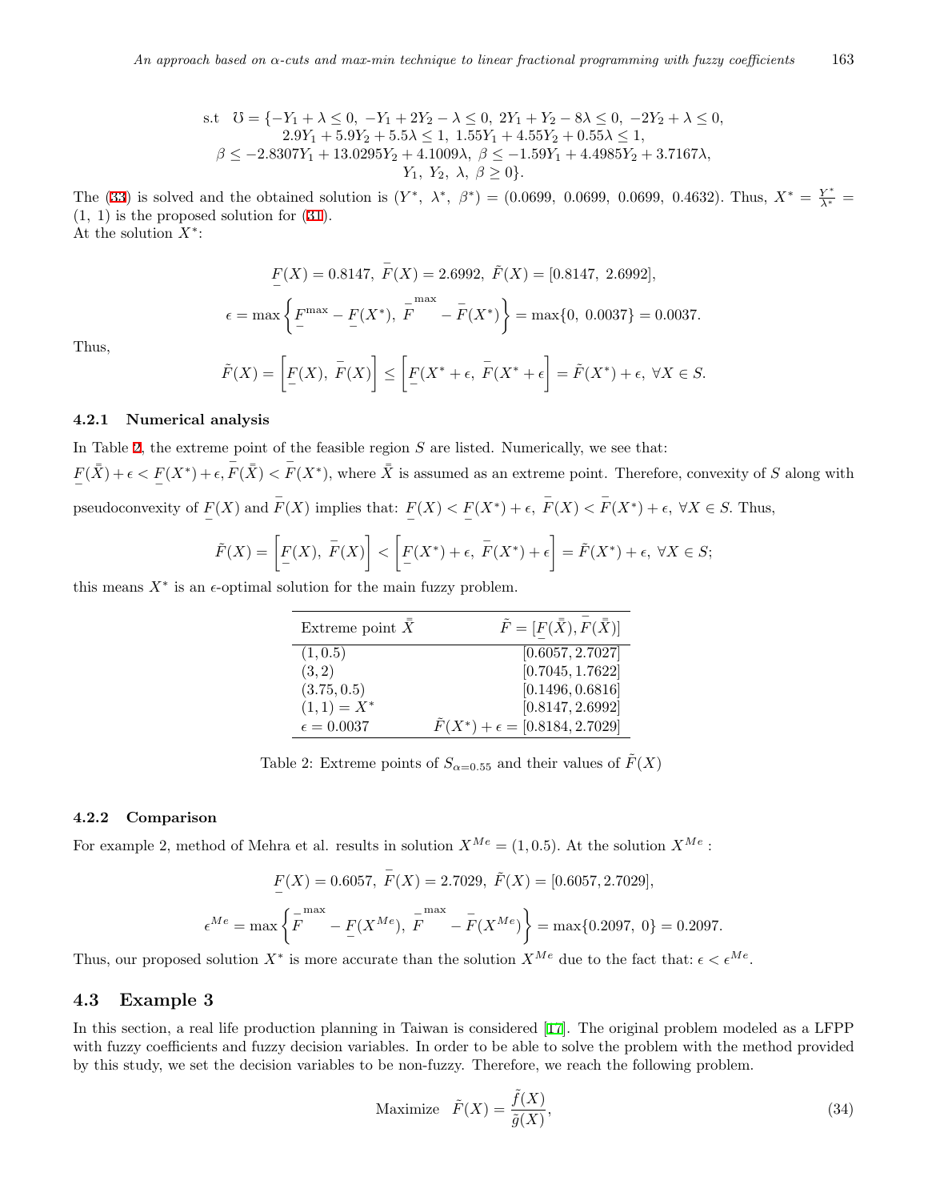$$\text{s.t}\quad \mho = \{-Y_1 + \lambda \le 0,\ -Y_1 + 2Y_2 - \lambda \le 0,\ 2Y_1 + Y_2 - 8\lambda \le 0,\ -2Y_2 + \lambda \le 0,$$
$$2.9Y_1 + 5.9Y_2 + 5.5\lambda \le 1,\ 1.55Y_1 + 4.55Y_2 + 0.55\lambda \le 1,$$
$$\beta \le -2.8307Y_1 + 13.0295Y_2 + 4.1009\lambda,\ \beta \le -1.59Y_1 + 4.4985Y_2 + 3.7167\lambda,$$
$$Y_1,\ Y_2,\ \lambda,\ \beta \ge 0\}.$$

The (33) is solved and the obtained solution is $(Y^*,\ \lambda^*,\ \beta^*) = (0.0699,\ 0.0699,\ 0.0699,\ 0.4632)$. Thus, $X^* = \frac{Y^*}{\lambda^*} = (1,\ 1)$ is the proposed solution for (31).
At the solution $X^*$:

$$\underline{F}(X) = 0.8147,\ \bar{F}(X) = 2.6992,\ \tilde{F}(X) = [0.8147,\ 2.6992],$$

$$\epsilon = \max\left\{\underline{F}^{\max} - \underline{F}(X^*),\ \bar{F}^{\max} - \bar{F}(X^*)\right\} = \max\{0,\ 0.0037\} = 0.0037.$$

Thus,

$$\tilde{F}(X) = \left[\underline{F}(X),\ \bar{F}(X)\right] \le \left[\underline{F}(X^* + \epsilon,\ \bar{F}(X^* + \epsilon\right] = \tilde{F}(X^*) + \epsilon,\ \forall X \in S.$$

#### 4.2.1 Numerical analysis

In Table 2, the extreme point of the feasible region $S$ are listed. Numerically, we see that:
$\underline{F}(\bar{\bar{X}}) + \epsilon < \underline{F}(X^*) + \epsilon, \bar{F}(\bar{\bar{X}}) < \bar{F}(X^*)$, where $\bar{\bar{X}}$ is assumed as an extreme point. Therefore, convexity of $S$ along with pseudoconvexity of $\underline{F}(X)$ and $\bar{F}(X)$ implies that: $\underline{F}(X) < \underline{F}(X^*) + \epsilon,\ \bar{F}(X) < \bar{F}(X^*) + \epsilon,\ \forall X \in S$. Thus,

$$\tilde{F}(X) = \left[\underline{F}(X),\ \bar{F}(X)\right] < \left[\underline{F}(X^*) + \epsilon,\ \bar{F}(X^*) + \epsilon\right] = \tilde{F}(X^*) + \epsilon,\ \forall X \in S;$$

this means $X^*$ is an $\epsilon$-optimal solution for the main fuzzy problem.

| Extreme point $\bar{\bar{X}}$ | $\tilde{F} = [\underline{F}(\bar{\bar{X}}), \bar{F}(\bar{\bar{X}})]$ |
|---|---|
| $(1, 0.5)$ | $[0.6057, 2.7027]$ |
| $(3, 2)$ | $[0.7045, 1.7622]$ |
| $(3.75, 0.5)$ | $[0.1496, 0.6816]$ |
| $(1, 1) = X^*$ | $[0.8147, 2.6992]$ |
| $\epsilon = 0.0037$ | $\tilde{F}(X^*) + \epsilon = [0.8184, 2.7029]$ |

Table 2: Extreme points of $S_{\alpha=0.55}$ and their values of $\tilde{F}(X)$

#### 4.2.2 Comparison

For example 2, method of Mehra et al. results in solution $X^{Me} = (1, 0.5)$. At the solution $X^{Me}$ :

$$\underline{F}(X) = 0.6057,\ \bar{F}(X) = 2.7029,\ \tilde{F}(X) = [0.6057, 2.7029],$$

$$\epsilon^{Me} = \max\left\{\bar{F}^{\max} - \underline{F}(X^{Me}),\ \bar{F}^{\max} - \bar{F}(X^{Me})\right\} = \max\{0.2097,\ 0\} = 0.2097.$$

Thus, our proposed solution $X^*$ is more accurate than the solution $X^{Me}$ due to the fact that: $\epsilon < \epsilon^{Me}$.

### 4.3 Example 3

In this section, a real life production planning in Taiwan is considered [17]. The original problem modeled as a LFPP with fuzzy coefficients and fuzzy decision variables. In order to be able to solve the problem with the method provided by this study, we set the decision variables to be non-fuzzy. Therefore, we reach the following problem.

$$\text{Maximize}\quad \tilde{F}(X) = \frac{\tilde{f}(X)}{\tilde{g}(X)}, \tag{34}$$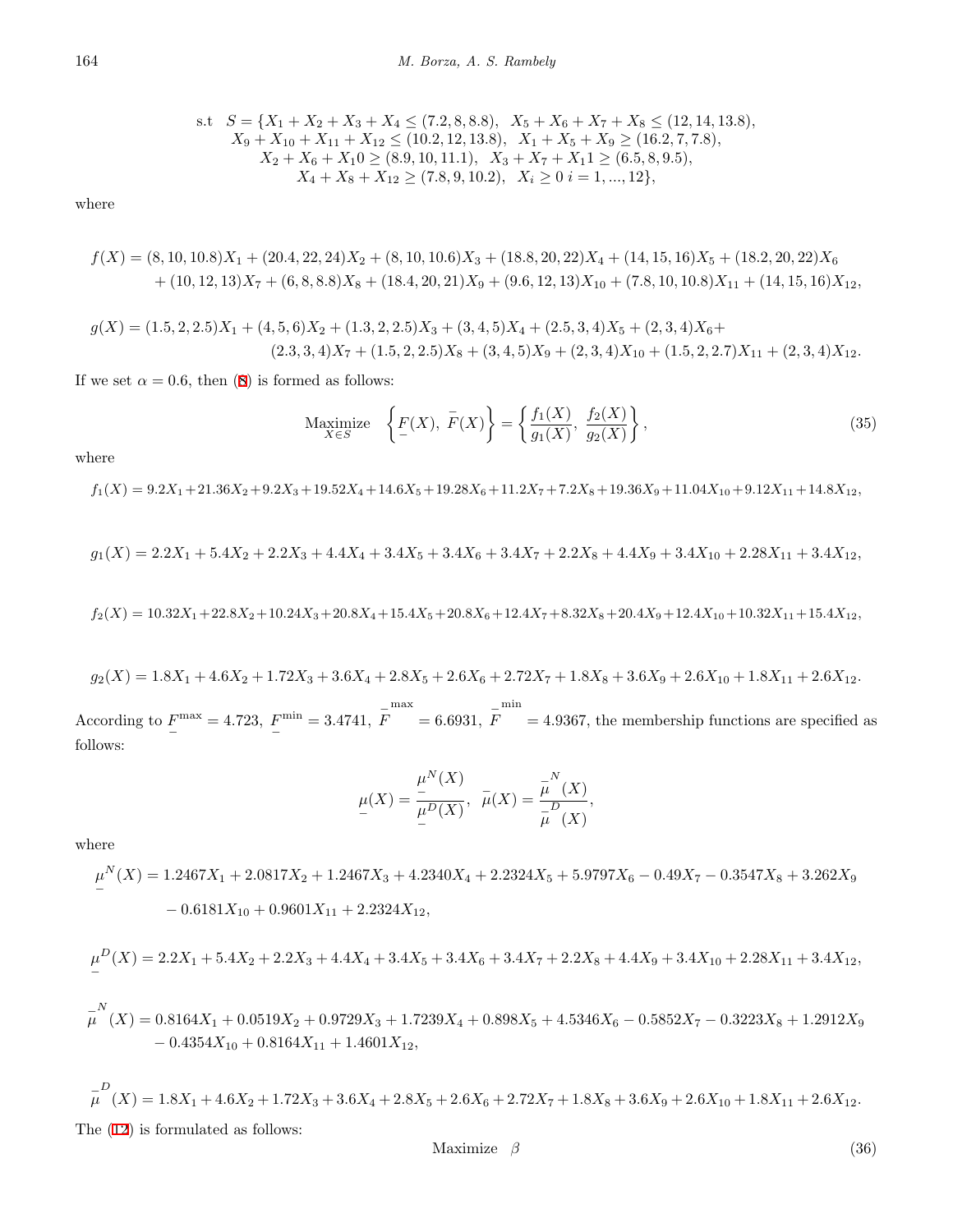$$
\begin{aligned}
\text{s.t} \quad S = \{ & X_1 + X_2 + X_3 + X_4 \leq (7.2, 8, 8.8), \quad X_5 + X_6 + X_7 + X_8 \leq (12, 14, 13.8), \\
& X_9 + X_{10} + X_{11} + X_{12} \leq (10.2, 12, 13.8), \quad X_1 + X_5 + X_9 \geq (16.2, 7, 7.8), \\
& X_2 + X_6 + X_10 \geq (8.9, 10, 11.1), \quad X_3 + X_7 + X_11 \geq (6.5, 8, 9.5), \\
& X_4 + X_8 + X_{12} \geq (7.8, 9, 10.2), \quad X_i \geq 0 \; i = 1, ..., 12\},
\end{aligned}
$$

where

$$
\begin{aligned}
f(X) = & (8, 10, 10.8)X_1 + (20.4, 22, 24)X_2 + (8, 10, 10.6)X_3 + (18.8, 20, 22)X_4 + (14, 15, 16)X_5 + (18.2, 20, 22)X_6 \\
& + (10, 12, 13)X_7 + (6, 8, 8.8)X_8 + (18.4, 20, 21)X_9 + (9.6, 12, 13)X_{10} + (7.8, 10, 10.8)X_{11} + (14, 15, 16)X_{12},
\end{aligned}
$$

$$
\begin{aligned}
g(X) = & (1.5, 2, 2.5)X_1 + (4, 5, 6)X_2 + (1.3, 2, 2.5)X_3 + (3, 4, 5)X_4 + (2.5, 3, 4)X_5 + (2, 3, 4)X_6 + \\
& (2.3, 3, 4)X_7 + (1.5, 2, 2.5)X_8 + (3, 4, 5)X_9 + (2, 3, 4)X_{10} + (1.5, 2, 2.7)X_{11} + (2, 3, 4)X_{12}.
\end{aligned}
$$

If we set $\alpha = 0.6$, then (8) is formed as follows:

$$
\underset{X \in S}{\text{Maximize}} \quad \left\{ \underline{F}(X), \; \bar{F}(X) \right\} = \left\{ \frac{f_1(X)}{g_1(X)}, \; \frac{f_2(X)}{g_2(X)} \right\}, \tag{35}
$$

where

$$
f_1(X) = 9.2X_1 + 21.36X_2 + 9.2X_3 + 19.52X_4 + 14.6X_5 + 19.28X_6 + 11.2X_7 + 7.2X_8 + 19.36X_9 + 11.04X_{10} + 9.12X_{11} + 14.8X_{12},
$$

$$
g_1(X) = 2.2X_1 + 5.4X_2 + 2.2X_3 + 4.4X_4 + 3.4X_5 + 3.4X_6 + 3.4X_7 + 2.2X_8 + 4.4X_9 + 3.4X_{10} + 2.28X_{11} + 3.4X_{12},
$$

$$
f_2(X) = 10.32X_1 + 22.8X_2 + 10.24X_3 + 20.8X_4 + 15.4X_5 + 20.8X_6 + 12.4X_7 + 8.32X_8 + 20.4X_9 + 12.4X_{10} + 10.32X_{11} + 15.4X_{12},
$$

$$
g_2(X) = 1.8X_1 + 4.6X_2 + 1.72X_3 + 3.6X_4 + 2.8X_5 + 2.6X_6 + 2.72X_7 + 1.8X_8 + 3.6X_9 + 2.6X_{10} + 1.8X_{11} + 2.6X_{12}.
$$

According to $\underline{F}^{\max} = 4.723$, $\underline{F}^{\min} = 3.4741$, $\bar{F}^{\max} = 6.6931$, $\bar{F}^{\min} = 4.9367$, the membership functions are specified as follows:

$$
\underline{\mu}(X) = \frac{\underline{\mu}^N(X)}{\underline{\mu}^D(X)}, \quad \bar{\mu}(X) = \frac{\bar{\mu}^N(X)}{\bar{\mu}^D(X)},
$$

where

$$
\begin{aligned}
\underline{\mu}^N(X) = & 1.2467X_1 + 2.0817X_2 + 1.2467X_3 + 4.2340X_4 + 2.2324X_5 + 5.9797X_6 - 0.49X_7 - 0.3547X_8 + 3.262X_9 \\
& - 0.6181X_{10} + 0.9601X_{11} + 2.2324X_{12},
\end{aligned}
$$

$$
\underline{\mu}^D(X) = 2.2X_1 + 5.4X_2 + 2.2X_3 + 4.4X_4 + 3.4X_5 + 3.4X_6 + 3.4X_7 + 2.2X_8 + 4.4X_9 + 3.4X_{10} + 2.28X_{11} + 3.4X_{12},
$$

$$
\begin{aligned}
\bar{\mu}^N(X) = & 0.8164X_1 + 0.0519X_2 + 0.9729X_3 + 1.7239X_4 + 0.898X_5 + 4.5346X_6 - 0.5852X_7 - 0.3223X_8 + 1.2912X_9 \\
& - 0.4354X_{10} + 0.8164X_{11} + 1.4601X_{12},
\end{aligned}
$$

$$
\bar{\mu}^D(X) = 1.8X_1 + 4.6X_2 + 1.72X_3 + 3.6X_4 + 2.8X_5 + 2.6X_6 + 2.72X_7 + 1.8X_8 + 3.6X_9 + 2.6X_{10} + 1.8X_{11} + 2.6X_{12}.
$$

The (12) is formulated as follows:

$$
\text{Maximize} \quad \beta \tag{36}
$$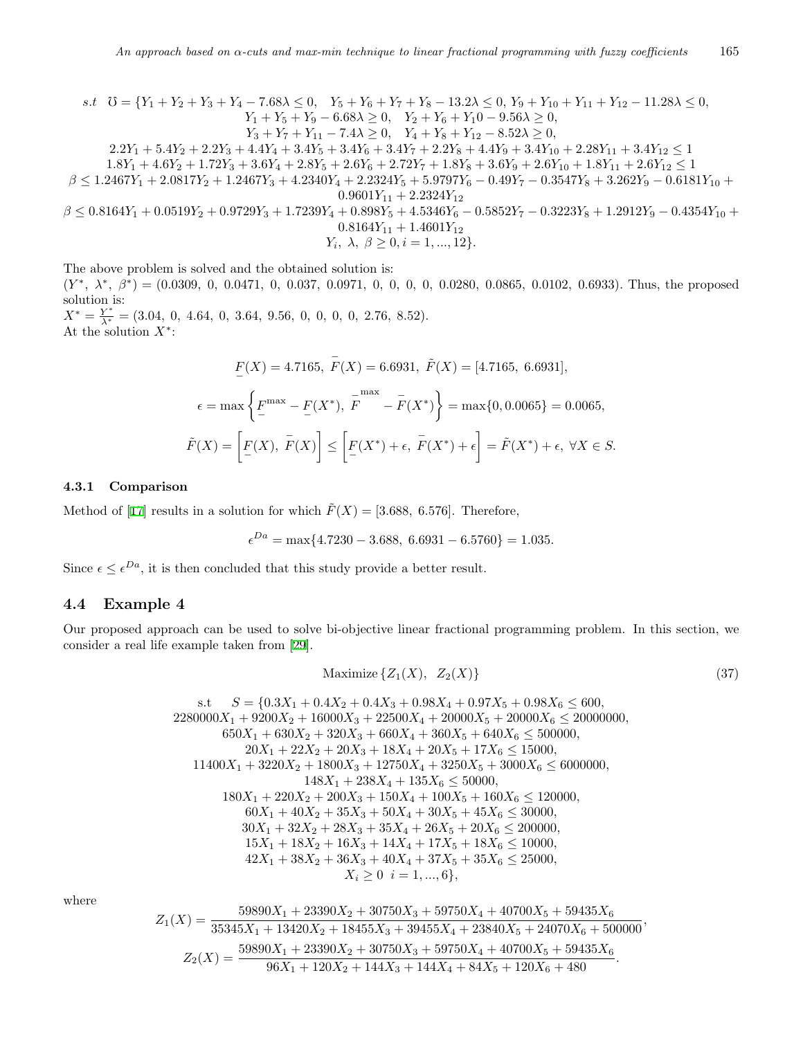$$
\begin{aligned}
s.t\quad \mho = \{ & Y_1+Y_2+Y_3+Y_4-7.68\lambda \le 0,\quad Y_5+Y_6+Y_7+Y_8-13.2\lambda \le 0,\ Y_9+Y_{10}+Y_{11}+Y_{12}-11.28\lambda \le 0,\\
& Y_1+Y_5+Y_9-6.68\lambda \ge 0,\quad Y_2+Y_6+Y_10-9.56\lambda \ge 0,\\
& Y_3+Y_7+Y_{11}-7.4\lambda \ge 0,\quad Y_4+Y_8+Y_{12}-8.52\lambda \ge 0,\\
& 2.2Y_1+5.4Y_2+2.2Y_3+4.4Y_4+3.4Y_5+3.4Y_6+3.4Y_7+2.2Y_8+4.4Y_9+3.4Y_{10}+2.28Y_{11}+3.4Y_{12} \le 1\\
& 1.8Y_1+4.6Y_2+1.72Y_3+3.6Y_4+2.8Y_5+2.6Y_6+2.72Y_7+1.8Y_8+3.6Y_9+2.6Y_{10}+1.8Y_{11}+2.6Y_{12} \le 1\\
& \beta \le 1.2467Y_1+2.0817Y_2+1.2467Y_3+4.2340Y_4+2.2324Y_5+5.9797Y_6-0.49Y_7-0.3547Y_8+3.262Y_9-0.6181Y_{10}+\\
& \quad 0.9601Y_{11}+2.2324Y_{12}\\
& \beta \le 0.8164Y_1+0.0519Y_2+0.9729Y_3+1.7239Y_4+0.898Y_5+4.5346Y_6-0.5852Y_7-0.3223Y_8+1.2912Y_9-0.4354Y_{10}+\\
& \quad 0.8164Y_{11}+1.4601Y_{12}\\
& Y_i,\ \lambda,\ \beta \ge 0, i=1,...,12\}.
\end{aligned}
$$

The above problem is solved and the obtained solution is:
$(Y^*,\ \lambda^*,\ \beta^*) = (0.0309,\ 0,\ 0.0471,\ 0,\ 0.037,\ 0.0971,\ 0,\ 0,\ 0,\ 0,\ 0.0280,\ 0.0865,\ 0.0102,\ 0.6933)$. Thus, the proposed solution is:
$X^* = \frac{Y^*}{\lambda^*} = (3.04,\ 0,\ 4.64,\ 0,\ 3.64,\ 9.56,\ 0,\ 0,\ 0,\ 0,\ 2.76,\ 8.52)$.
At the solution $X^*$:

$$\underline{F}(X) = 4.7165,\ \bar{F}(X) = 6.6931,\ \tilde{F}(X) = [4.7165,\ 6.6931],$$

$$\epsilon = \max\left\{\underline{F}^{\max} - \underline{F}(X^*),\ \bar{F}^{\max} - \bar{F}(X^*)\right\} = \max\{0, 0.0065\} = 0.0065,$$

$$\tilde{F}(X) = \left[\underline{F}(X),\ \bar{F}(X)\right] \le \left[\underline{F}(X^*) + \epsilon,\ \bar{F}(X^*) + \epsilon\right] = \tilde{F}(X^*) + \epsilon,\ \forall X \in S.$$

#### 4.3.1 Comparison

Method of [17] results in a solution for which $\tilde{F}(X) = [3.688,\ 6.576]$. Therefore,

$$\epsilon^{Da} = \max\{4.7230 - 3.688,\ 6.6931 - 6.5760\} = 1.035.$$

Since $\epsilon \le \epsilon^{Da}$, it is then concluded that this study provide a better result.

### 4.4 Example 4

Our proposed approach can be used to solve bi-objective linear fractional programming problem. In this section, we consider a real life example taken from [29].

$$\text{Maximize}\{Z_1(X),\ \ Z_2(X)\} \tag{37}$$

$$
\begin{aligned}
\text{s.t}\quad S = \{ & 0.3X_1+0.4X_2+0.4X_3+0.98X_4+0.97X_5+0.98X_6 \le 600,\\
& 2280000X_1+9200X_2+16000X_3+22500X_4+20000X_5+20000X_6 \le 20000000,\\
& 650X_1+630X_2+320X_3+660X_4+360X_5+640X_6 \le 500000,\\
& 20X_1+22X_2+20X_3+18X_4+20X_5+17X_6 \le 15000,\\
& 11400X_1+3220X_2+1800X_3+12750X_4+3250X_5+3000X_6 \le 6000000,\\
& 148X_1+238X_4+135X_6 \le 50000,\\
& 180X_1+220X_2+200X_3+150X_4+100X_5+160X_6 \le 120000,\\
& 60X_1+40X_2+35X_3+50X_4+30X_5+45X_6 \le 30000,\\
& 30X_1+32X_2+28X_3+35X_4+26X_5+20X_6 \le 200000,\\
& 15X_1+18X_2+16X_3+14X_4+17X_5+18X_6 \le 10000,\\
& 42X_1+38X_2+36X_3+40X_4+37X_5+35X_6 \le 25000,\\
& X_i \ge 0\ \ i=1,...,6\},
\end{aligned}
$$

where

$$Z_1(X) = \frac{59890X_1+23390X_2+30750X_3+59750X_4+40700X_5+59435X_6}{35345X_1+13420X_2+18455X_3+39455X_4+23840X_5+24070X_6+500000},$$

$$Z_2(X) = \frac{59890X_1+23390X_2+30750X_3+59750X_4+40700X_5+59435X_6}{96X_1+120X_2+144X_3+144X_4+84X_5+120X_6+480}.$$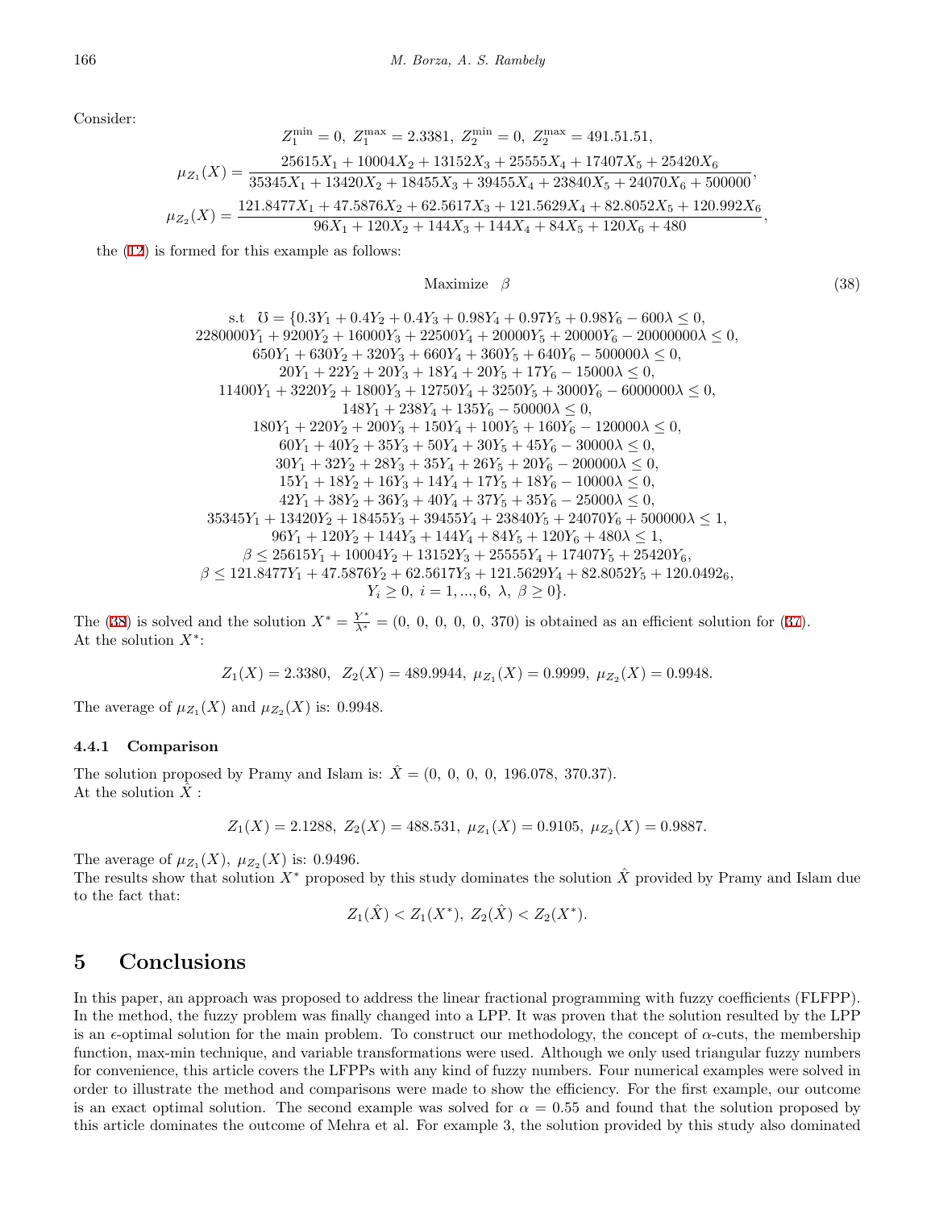Consider:

$$Z_1^{\min} = 0,\ Z_1^{\max} = 2.3381,\ Z_2^{\min} = 0,\ Z_2^{\max} = 491.51.51,$$

$$\mu_{Z_1}(X) = \frac{25615X_1 + 10004X_2 + 13152X_3 + 25555X_4 + 17407X_5 + 25420X_6}{35345X_1 + 13420X_2 + 18455X_3 + 39455X_4 + 23840X_5 + 24070X_6 + 500000},$$

$$\mu_{Z_2}(X) = \frac{121.8477X_1 + 47.5876X_2 + 62.5617X_3 + 121.5629X_4 + 82.8052X_5 + 120.992X_6}{96X_1 + 120X_2 + 144X_3 + 144X_4 + 84X_5 + 120X_6 + 480},$$

the (12) is formed for this example as follows:

$$\text{Maximize} \quad \beta \tag{38}$$

$$\begin{gathered}
\text{s.t} \quad \mho = \{0.3Y_1 + 0.4Y_2 + 0.4Y_3 + 0.98Y_4 + 0.97Y_5 + 0.98Y_6 - 600\lambda \leq 0, \\
2280000Y_1 + 9200Y_2 + 16000Y_3 + 22500Y_4 + 20000Y_5 + 20000Y_6 - 20000000\lambda \leq 0, \\
650Y_1 + 630Y_2 + 320Y_3 + 660Y_4 + 360Y_5 + 640Y_6 - 500000\lambda \leq 0, \\
20Y_1 + 22Y_2 + 20Y_3 + 18Y_4 + 20Y_5 + 17Y_6 - 15000\lambda \leq 0, \\
11400Y_1 + 3220Y_2 + 1800Y_3 + 12750Y_4 + 3250Y_5 + 3000Y_6 - 6000000\lambda \leq 0, \\
148Y_1 + 238Y_4 + 135Y_6 - 50000\lambda \leq 0, \\
180Y_1 + 220Y_2 + 200Y_3 + 150Y_4 + 100Y_5 + 160Y_6 - 120000\lambda \leq 0, \\
60Y_1 + 40Y_2 + 35Y_3 + 50Y_4 + 30Y_5 + 45Y_6 - 30000\lambda \leq 0, \\
30Y_1 + 32Y_2 + 28Y_3 + 35Y_4 + 26Y_5 + 20Y_6 - 200000\lambda \leq 0, \\
15Y_1 + 18Y_2 + 16Y_3 + 14Y_4 + 17Y_5 + 18Y_6 - 10000\lambda \leq 0, \\
42Y_1 + 38Y_2 + 36Y_3 + 40Y_4 + 37Y_5 + 35Y_6 - 25000\lambda \leq 0, \\
35345Y_1 + 13420Y_2 + 18455Y_3 + 39455Y_4 + 23840Y_5 + 24070Y_6 + 500000\lambda \leq 1, \\
96Y_1 + 120Y_2 + 144Y_3 + 144Y_4 + 84Y_5 + 120Y_6 + 480\lambda \leq 1, \\
\beta \leq 25615Y_1 + 10004Y_2 + 13152Y_3 + 25555Y_4 + 17407Y_5 + 25420Y_6, \\
\beta \leq 121.8477Y_1 + 47.5876Y_2 + 62.5617Y_3 + 121.5629Y_4 + 82.8052Y_5 + 120.0492_6, \\
Y_i \geq 0,\ i = 1, ..., 6,\ \lambda,\ \beta \geq 0\}.
\end{gathered}$$

The (38) is solved and the solution $X^* = \frac{Y^*}{\lambda^*} = (0,\ 0,\ 0,\ 0,\ 0,\ 370)$ is obtained as an efficient solution for (37). At the solution $X^*$:

$$Z_1(X) = 2.3380,\ \ Z_2(X) = 489.9944,\ \mu_{Z_1}(X) = 0.9999,\ \mu_{Z_2}(X) = 0.9948.$$

The average of $\mu_{Z_1}(X)$ and $\mu_{Z_2}(X)$ is: 0.9948.

### 4.4.1 Comparison

The solution proposed by Pramy and Islam is: $\hat{X} = (0,\ 0,\ 0,\ 0,\ 196.078,\ 370.37)$.
At the solution $\hat{X}$ :

$$Z_1(X) = 2.1288,\ Z_2(X) = 488.531,\ \mu_{Z_1}(X) = 0.9105,\ \mu_{Z_2}(X) = 0.9887.$$

The average of $\mu_{Z_1}(X)$, $\mu_{Z_2}(X)$ is: 0.9496.
The results show that solution $X^*$ proposed by this study dominates the solution $\hat{X}$ provided by Pramy and Islam due to the fact that:

$$Z_1(\hat{X}) < Z_1(X^*),\ Z_2(\hat{X}) < Z_2(X^*).$$

## 5 Conclusions

In this paper, an approach was proposed to address the linear fractional programming with fuzzy coefficients (FLFPP). In the method, the fuzzy problem was finally changed into a LPP. It was proven that the solution resulted by the LPP is an $\epsilon$-optimal solution for the main problem. To construct our methodology, the concept of $\alpha$-cuts, the membership function, max-min technique, and variable transformations were used. Although we only used triangular fuzzy numbers for convenience, this article covers the LFPPs with any kind of fuzzy numbers. Four numerical examples were solved in order to illustrate the method and comparisons were made to show the efficiency. For the first example, our outcome is an exact optimal solution. The second example was solved for $\alpha = 0.55$ and found that the solution proposed by this article dominates the outcome of Mehra et al. For example 3, the solution provided by this study also dominated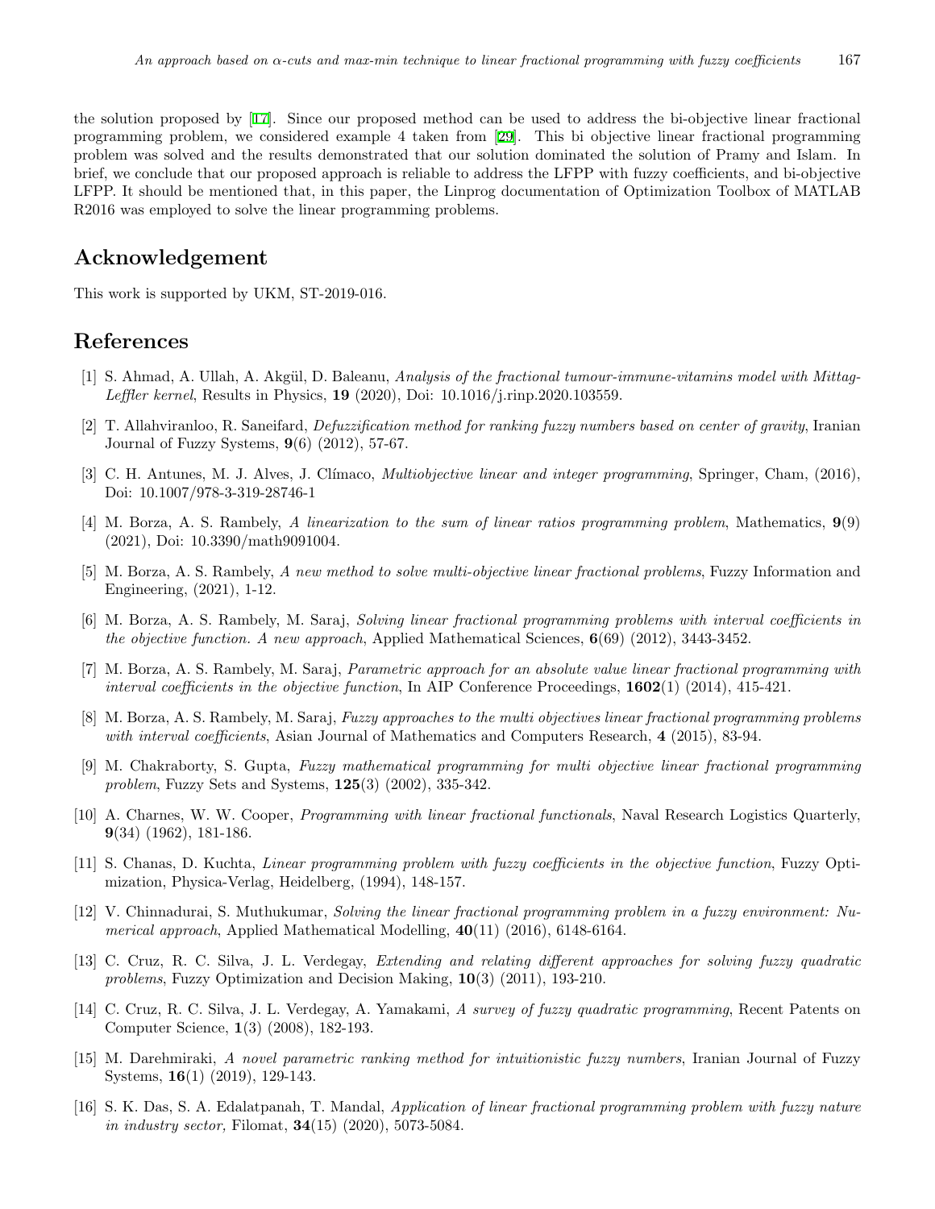the solution proposed by [17]. Since our proposed method can be used to address the bi-objective linear fractional programming problem, we considered example 4 taken from [29]. This bi objective linear fractional programming problem was solved and the results demonstrated that our solution dominated the solution of Pramy and Islam. In brief, we conclude that our proposed approach is reliable to address the LFPP with fuzzy coefficients, and bi-objective LFPP. It should be mentioned that, in this paper, the Linprog documentation of Optimization Toolbox of MATLAB R2016 was employed to solve the linear programming problems.

## Acknowledgement

This work is supported by UKM, ST-2019-016.

## References

[1] S. Ahmad, A. Ullah, A. Akgül, D. Baleanu, *Analysis of the fractional tumour-immune-vitamins model with Mittag-Leffler kernel*, Results in Physics, **19** (2020), Doi: 10.1016/j.rinp.2020.103559.

[2] T. Allahviranloo, R. Saneifard, *Defuzzification method for ranking fuzzy numbers based on center of gravity*, Iranian Journal of Fuzzy Systems, **9**(6) (2012), 57-67.

[3] C. H. Antunes, M. J. Alves, J. Clímaco, *Multiobjective linear and integer programming*, Springer, Cham, (2016), Doi: 10.1007/978-3-319-28746-1

[4] M. Borza, A. S. Rambely, *A linearization to the sum of linear ratios programming problem*, Mathematics, **9**(9) (2021), Doi: 10.3390/math9091004.

[5] M. Borza, A. S. Rambely, *A new method to solve multi-objective linear fractional problems*, Fuzzy Information and Engineering, (2021), 1-12.

[6] M. Borza, A. S. Rambely, M. Saraj, *Solving linear fractional programming problems with interval coefficients in the objective function. A new approach*, Applied Mathematical Sciences, **6**(69) (2012), 3443-3452.

[7] M. Borza, A. S. Rambely, M. Saraj, *Parametric approach for an absolute value linear fractional programming with interval coefficients in the objective function*, In AIP Conference Proceedings, **1602**(1) (2014), 415-421.

[8] M. Borza, A. S. Rambely, M. Saraj, *Fuzzy approaches to the multi objectives linear fractional programming problems with interval coefficients*, Asian Journal of Mathematics and Computers Research, **4** (2015), 83-94.

[9] M. Chakraborty, S. Gupta, *Fuzzy mathematical programming for multi objective linear fractional programming problem*, Fuzzy Sets and Systems, **125**(3) (2002), 335-342.

[10] A. Charnes, W. W. Cooper, *Programming with linear fractional functionals*, Naval Research Logistics Quarterly, **9**(34) (1962), 181-186.

[11] S. Chanas, D. Kuchta, *Linear programming problem with fuzzy coefficients in the objective function*, Fuzzy Optimization, Physica-Verlag, Heidelberg, (1994), 148-157.

[12] V. Chinnadurai, S. Muthukumar, *Solving the linear fractional programming problem in a fuzzy environment: Numerical approach*, Applied Mathematical Modelling, **40**(11) (2016), 6148-6164.

[13] C. Cruz, R. C. Silva, J. L. Verdegay, *Extending and relating different approaches for solving fuzzy quadratic problems*, Fuzzy Optimization and Decision Making, **10**(3) (2011), 193-210.

[14] C. Cruz, R. C. Silva, J. L. Verdegay, A. Yamakami, *A survey of fuzzy quadratic programming*, Recent Patents on Computer Science, **1**(3) (2008), 182-193.

[15] M. Darehmiraki, *A novel parametric ranking method for intuitionistic fuzzy numbers*, Iranian Journal of Fuzzy Systems, **16**(1) (2019), 129-143.

[16] S. K. Das, S. A. Edalatpanah, T. Mandal, *Application of linear fractional programming problem with fuzzy nature in industry sector,* Filomat, **34**(15) (2020), 5073-5084.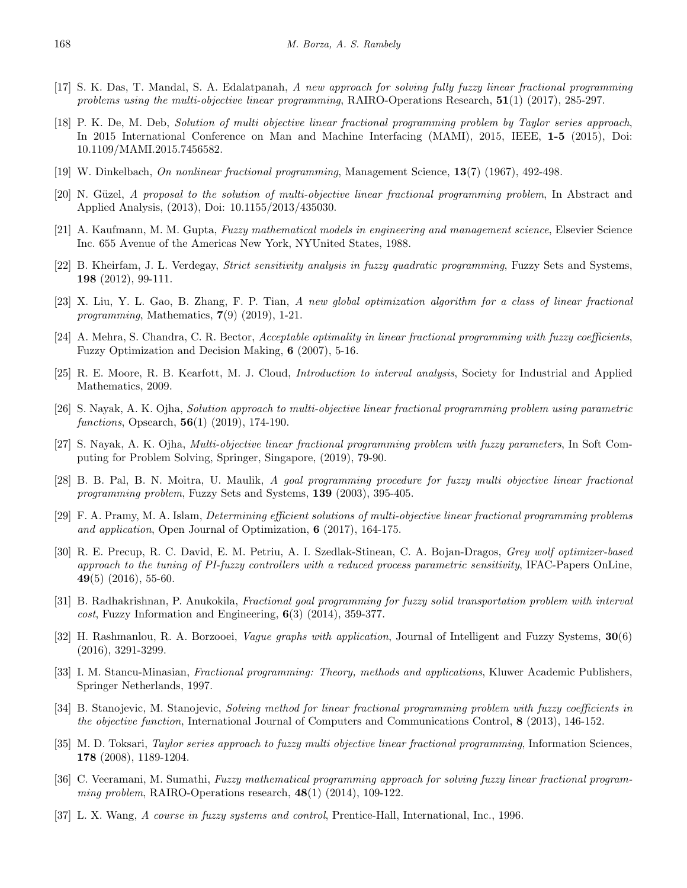[17] S. K. Das, T. Mandal, S. A. Edalatpanah, *A new approach for solving fully fuzzy linear fractional programming problems using the multi-objective linear programming*, RAIRO-Operations Research, **51**(1) (2017), 285-297.

[18] P. K. De, M. Deb, *Solution of multi objective linear fractional programming problem by Taylor series approach*, In 2015 International Conference on Man and Machine Interfacing (MAMI), 2015, IEEE, **1-5** (2015), Doi: 10.1109/MAMI.2015.7456582.

[19] W. Dinkelbach, *On nonlinear fractional programming*, Management Science, **13**(7) (1967), 492-498.

[20] N. Güzel, *A proposal to the solution of multi-objective linear fractional programming problem*, In Abstract and Applied Analysis, (2013), Doi: 10.1155/2013/435030.

[21] A. Kaufmann, M. M. Gupta, *Fuzzy mathematical models in engineering and management science*, Elsevier Science Inc. 655 Avenue of the Americas New York, NYUnited States, 1988.

[22] B. Kheirfam, J. L. Verdegay, *Strict sensitivity analysis in fuzzy quadratic programming*, Fuzzy Sets and Systems, **198** (2012), 99-111.

[23] X. Liu, Y. L. Gao, B. Zhang, F. P. Tian, *A new global optimization algorithm for a class of linear fractional programming*, Mathematics, **7**(9) (2019), 1-21.

[24] A. Mehra, S. Chandra, C. R. Bector, *Acceptable optimality in linear fractional programming with fuzzy coefficients*, Fuzzy Optimization and Decision Making, **6** (2007), 5-16.

[25] R. E. Moore, R. B. Kearfott, M. J. Cloud, *Introduction to interval analysis*, Society for Industrial and Applied Mathematics, 2009.

[26] S. Nayak, A. K. Ojha, *Solution approach to multi-objective linear fractional programming problem using parametric functions*, Opsearch, **56**(1) (2019), 174-190.

[27] S. Nayak, A. K. Ojha, *Multi-objective linear fractional programming problem with fuzzy parameters*, In Soft Computing for Problem Solving, Springer, Singapore, (2019), 79-90.

[28] B. B. Pal, B. N. Moitra, U. Maulik, *A goal programming procedure for fuzzy multi objective linear fractional programming problem*, Fuzzy Sets and Systems, **139** (2003), 395-405.

[29] F. A. Pramy, M. A. Islam, *Determining efficient solutions of multi-objective linear fractional programming problems and application*, Open Journal of Optimization, **6** (2017), 164-175.

[30] R. E. Precup, R. C. David, E. M. Petriu, A. I. Szedlak-Stinean, C. A. Bojan-Dragos, *Grey wolf optimizer-based approach to the tuning of PI-fuzzy controllers with a reduced process parametric sensitivity*, IFAC-Papers OnLine, **49**(5) (2016), 55-60.

[31] B. Radhakrishnan, P. Anukokila, *Fractional goal programming for fuzzy solid transportation problem with interval cost*, Fuzzy Information and Engineering, **6**(3) (2014), 359-377.

[32] H. Rashmanlou, R. A. Borzooei, *Vague graphs with application*, Journal of Intelligent and Fuzzy Systems, **30**(6) (2016), 3291-3299.

[33] I. M. Stancu-Minasian, *Fractional programming: Theory, methods and applications*, Kluwer Academic Publishers, Springer Netherlands, 1997.

[34] B. Stanojevic, M. Stanojevic, *Solving method for linear fractional programming problem with fuzzy coefficients in the objective function*, International Journal of Computers and Communications Control, **8** (2013), 146-152.

[35] M. D. Toksari, *Taylor series approach to fuzzy multi objective linear fractional programming*, Information Sciences, **178** (2008), 1189-1204.

[36] C. Veeramani, M. Sumathi, *Fuzzy mathematical programming approach for solving fuzzy linear fractional programming problem*, RAIRO-Operations research, **48**(1) (2014), 109-122.

[37] L. X. Wang, *A course in fuzzy systems and control*, Prentice-Hall, International, Inc., 1996.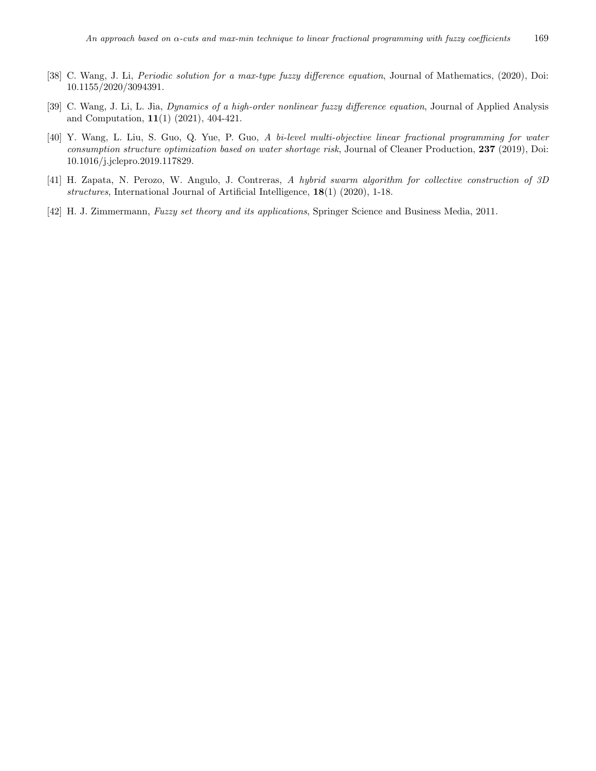[38] C. Wang, J. Li, *Periodic solution for a max-type fuzzy difference equation*, Journal of Mathematics, (2020), Doi: 10.1155/2020/3094391.

[39] C. Wang, J. Li, L. Jia, *Dynamics of a high-order nonlinear fuzzy difference equation*, Journal of Applied Analysis and Computation, **11**(1) (2021), 404-421.

[40] Y. Wang, L. Liu, S. Guo, Q. Yue, P. Guo, *A bi-level multi-objective linear fractional programming for water consumption structure optimization based on water shortage risk*, Journal of Cleaner Production, **237** (2019), Doi: 10.1016/j.jclepro.2019.117829.

[41] H. Zapata, N. Perozo, W. Angulo, J. Contreras, *A hybrid swarm algorithm for collective construction of 3D structures*, International Journal of Artificial Intelligence, **18**(1) (2020), 1-18.

[42] H. J. Zimmermann, *Fuzzy set theory and its applications*, Springer Science and Business Media, 2011.